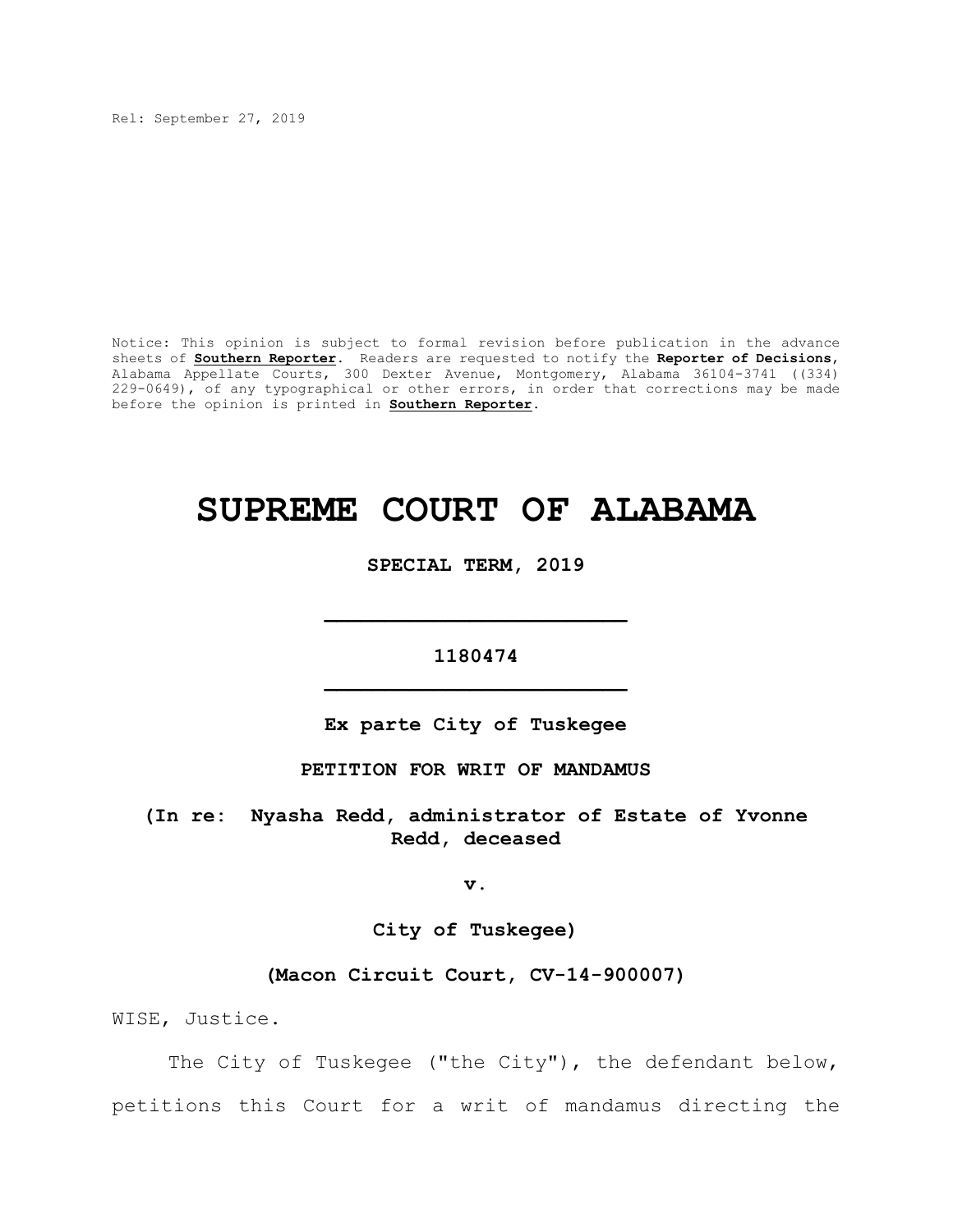Rel: September 27, 2019

Notice: This opinion is subject to formal revision before publication in the advance sheets of **Southern Reporter**. Readers are requested to notify the **Reporter of Decisions**, Alabama Appellate Courts, 300 Dexter Avenue, Montgomery, Alabama 36104-3741 ((334) 229-0649), of any typographical or other errors, in order that corrections may be made before the opinion is printed in **Southern Reporter**.

# SUPREME COURT OF ALABAMA

**SPECIAL TERM, 2019**

---

**1180474**

---

**Ex parte City of Tuskegee**

**PETITION FOR WRIT OF MANDAMUS**

**(In re: Nyasha Redd, administrator of Estate of Yvonne Redd, deceased**

**v.**

**City of Tuskegee)**

**(Macon Circuit Court, CV-14-900007)**

WISE, Justice.

The City of Tuskegee ("the City"), the defendant below, petitions this Court for a writ of mandamus directing the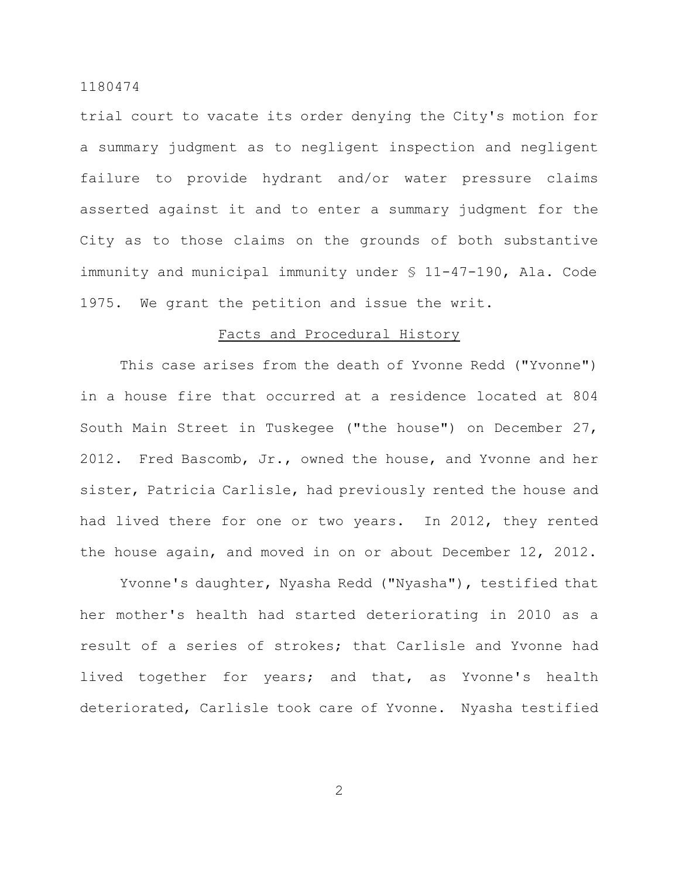trial court to vacate its order denying the City's motion for a summary judgment as to negligent inspection and negligent failure to provide hydrant and/or water pressure claims asserted against it and to enter a summary judgment for the City as to those claims on the grounds of both substantive immunity and municipal immunity under § 11-47-190, Ala. Code 1975. We grant the petition and issue the writ.

## Facts and Procedural History

This case arises from the death of Yvonne Redd ("Yvonne") in a house fire that occurred at a residence located at 804 South Main Street in Tuskegee ("the house") on December 27, 2012. Fred Bascomb, Jr., owned the house, and Yvonne and her sister, Patricia Carlisle, had previously rented the house and had lived there for one or two years. In 2012, they rented the house again, and moved in on or about December 12, 2012.

Yvonne's daughter, Nyasha Redd ("Nyasha"), testified that her mother's health had started deteriorating in 2010 as a result of a series of strokes; that Carlisle and Yvonne had lived together for years; and that, as Yvonne's health deteriorated, Carlisle took care of Yvonne. Nyasha testified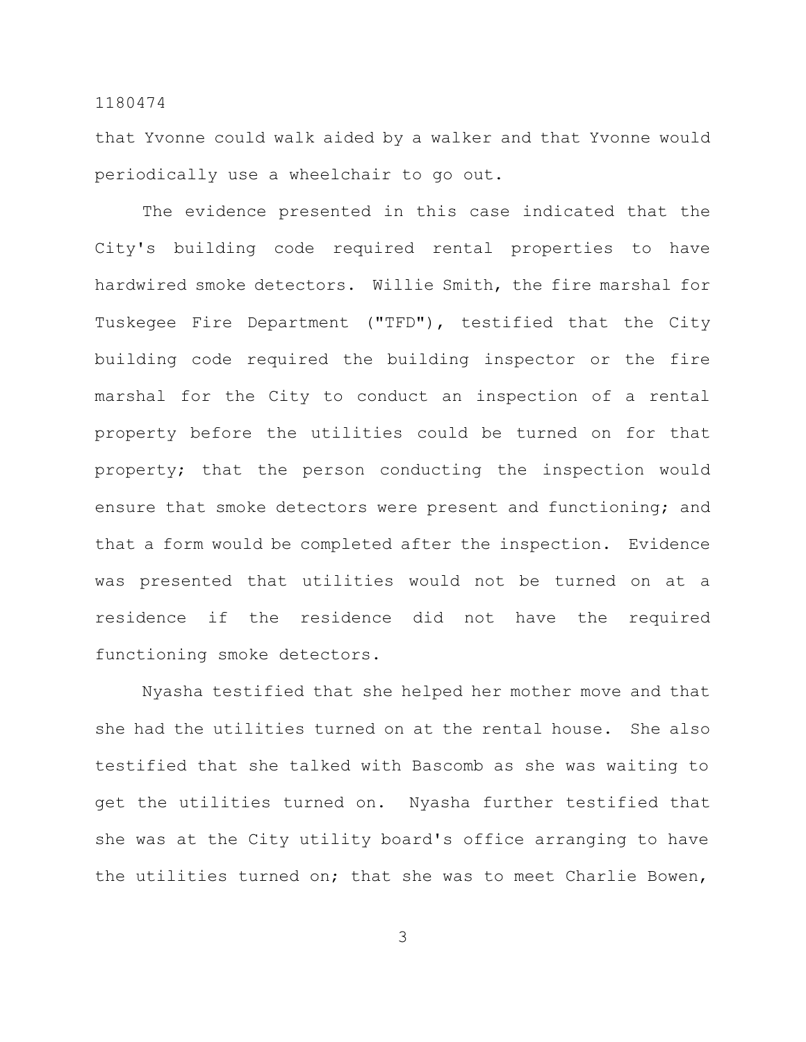that Yvonne could walk aided by a walker and that Yvonne would periodically use a wheelchair to go out.

The evidence presented in this case indicated that the City's building code required rental properties to have hardwired smoke detectors. Willie Smith, the fire marshal for Tuskegee Fire Department ("TFD"), testified that the City building code required the building inspector or the fire marshal for the City to conduct an inspection of a rental property before the utilities could be turned on for that property; that the person conducting the inspection would ensure that smoke detectors were present and functioning; and that a form would be completed after the inspection. Evidence was presented that utilities would not be turned on at a residence if the residence did not have the required functioning smoke detectors.

Nyasha testified that she helped her mother move and that she had the utilities turned on at the rental house. She also testified that she talked with Bascomb as she was waiting to get the utilities turned on. Nyasha further testified that she was at the City utility board's office arranging to have the utilities turned on; that she was to meet Charlie Bowen,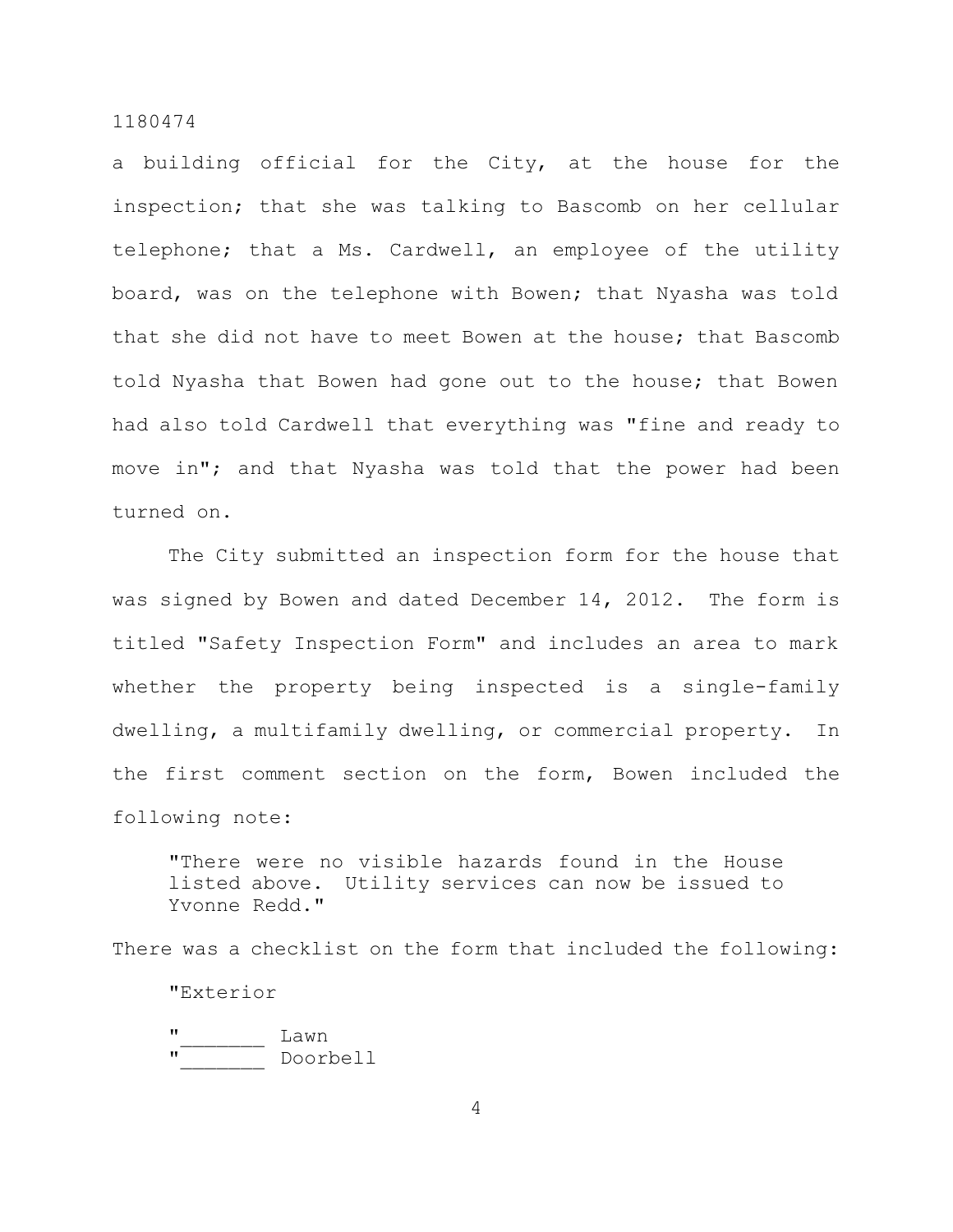a building official for the City, at the house for the inspection; that she was talking to Bascomb on her cellular telephone; that a Ms. Cardwell, an employee of the utility board, was on the telephone with Bowen; that Nyasha was told that she did not have to meet Bowen at the house; that Bascomb told Nyasha that Bowen had gone out to the house; that Bowen had also told Cardwell that everything was "fine and ready to move in"; and that Nyasha was told that the power had been turned on.

The City submitted an inspection form for the house that was signed by Bowen and dated December 14, 2012. The form is titled "Safety Inspection Form" and includes an area to mark whether the property being inspected is a single-family dwelling, a multifamily dwelling, or commercial property. In the first comment section on the form, Bowen included the following note:

> "There were no visible hazards found in the House listed above. Utility services can now be issued to Yvonne Redd."

There was a checklist on the form that included the following:

> "Exterior
>
> "_______ Lawn
> "_______ Doorbell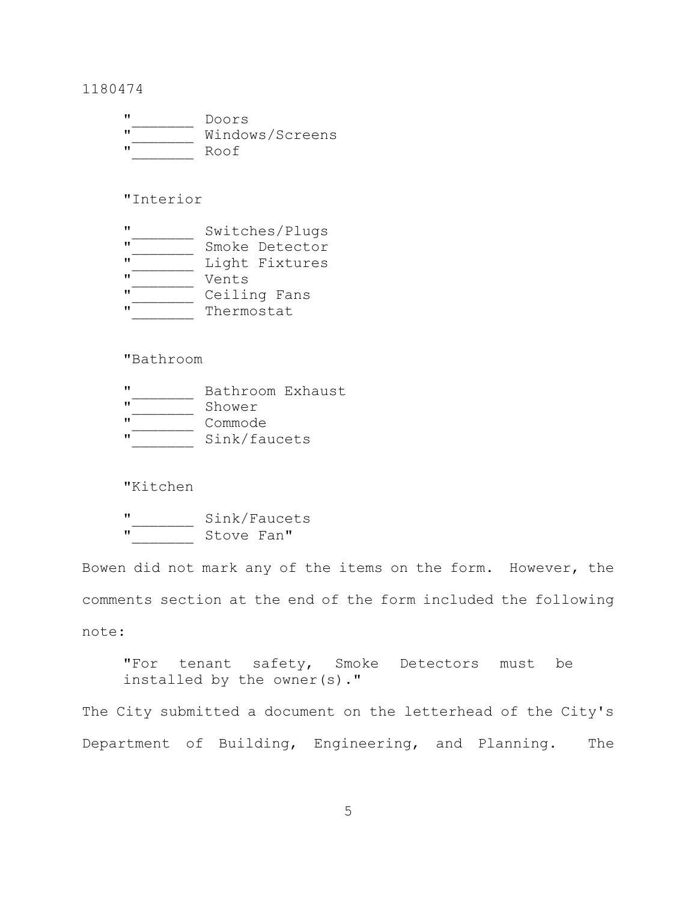"_______ Doors
"_______ Windows/Screens
"_______ Roof

"Interior

"_______ Switches/Plugs
"_______ Smoke Detector
"_______ Light Fixtures
"_______ Vents
"_______ Ceiling Fans
"_______ Thermostat

"Bathroom

"_______ Bathroom Exhaust
"_______ Shower
"_______ Commode
"_______ Sink/faucets

"Kitchen

"_______ Sink/Faucets
"_______ Stove Fan"

Bowen did not mark any of the items on the form. However, the comments section at the end of the form included the following note:

> "For tenant safety, Smoke Detectors must be installed by the owner(s)."

The City submitted a document on the letterhead of the City's Department of Building, Engineering, and Planning. The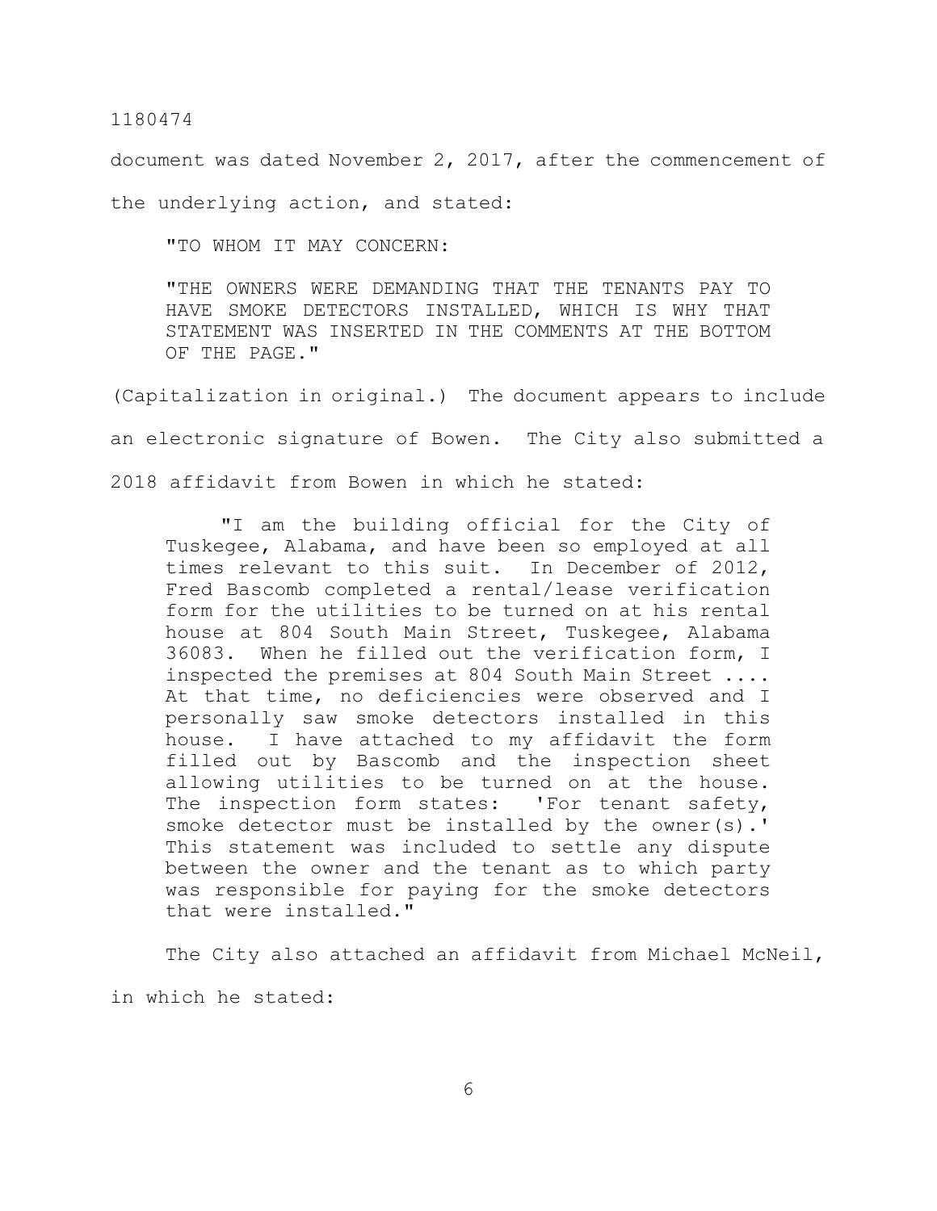document was dated November 2, 2017, after the commencement of the underlying action, and stated:

> "TO WHOM IT MAY CONCERN:
>
> "THE OWNERS WERE DEMANDING THAT THE TENANTS PAY TO HAVE SMOKE DETECTORS INSTALLED, WHICH IS WHY THAT STATEMENT WAS INSERTED IN THE COMMENTS AT THE BOTTOM OF THE PAGE."

(Capitalization in original.) The document appears to include an electronic signature of Bowen. The City also submitted a 2018 affidavit from Bowen in which he stated:

> "I am the building official for the City of Tuskegee, Alabama, and have been so employed at all times relevant to this suit. In December of 2012, Fred Bascomb completed a rental/lease verification form for the utilities to be turned on at his rental house at 804 South Main Street, Tuskegee, Alabama 36083. When he filled out the verification form, I inspected the premises at 804 South Main Street .... At that time, no deficiencies were observed and I personally saw smoke detectors installed in this house. I have attached to my affidavit the form filled out by Bascomb and the inspection sheet allowing utilities to be turned on at the house. The inspection form states: 'For tenant safety, smoke detector must be installed by the owner(s).' This statement was included to settle any dispute between the owner and the tenant as to which party was responsible for paying for the smoke detectors that were installed."

The City also attached an affidavit from Michael McNeil, in which he stated: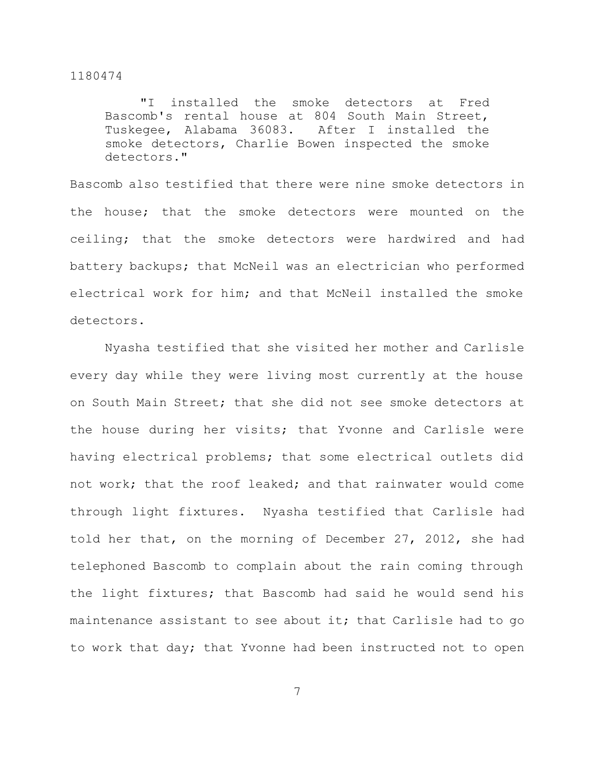> "I installed the smoke detectors at Fred Bascomb's rental house at 804 South Main Street, Tuskegee, Alabama 36083. After I installed the smoke detectors, Charlie Bowen inspected the smoke detectors."

Bascomb also testified that there were nine smoke detectors in the house; that the smoke detectors were mounted on the ceiling; that the smoke detectors were hardwired and had battery backups; that McNeil was an electrician who performed electrical work for him; and that McNeil installed the smoke detectors.

Nyasha testified that she visited her mother and Carlisle every day while they were living most currently at the house on South Main Street; that she did not see smoke detectors at the house during her visits; that Yvonne and Carlisle were having electrical problems; that some electrical outlets did not work; that the roof leaked; and that rainwater would come through light fixtures. Nyasha testified that Carlisle had told her that, on the morning of December 27, 2012, she had telephoned Bascomb to complain about the rain coming through the light fixtures; that Bascomb had said he would send his maintenance assistant to see about it; that Carlisle had to go to work that day; that Yvonne had been instructed not to open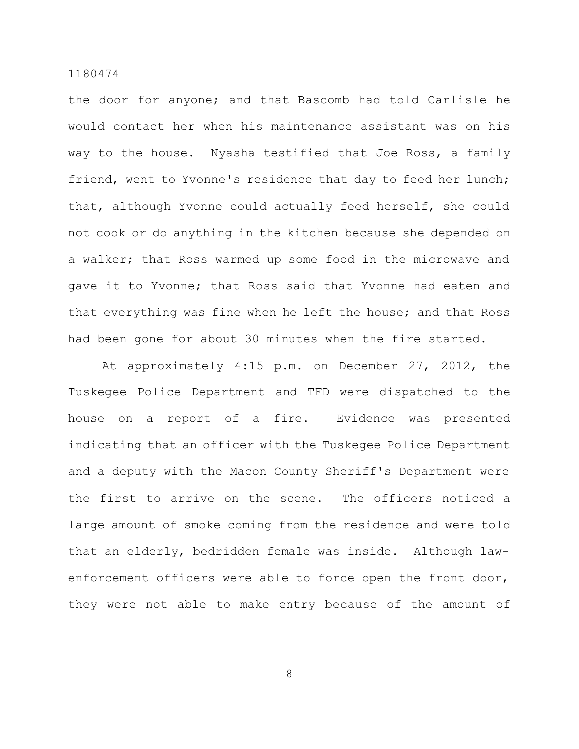the door for anyone; and that Bascomb had told Carlisle he would contact her when his maintenance assistant was on his way to the house. Nyasha testified that Joe Ross, a family friend, went to Yvonne's residence that day to feed her lunch; that, although Yvonne could actually feed herself, she could not cook or do anything in the kitchen because she depended on a walker; that Ross warmed up some food in the microwave and gave it to Yvonne; that Ross said that Yvonne had eaten and that everything was fine when he left the house; and that Ross had been gone for about 30 minutes when the fire started.

At approximately 4:15 p.m. on December 27, 2012, the Tuskegee Police Department and TFD were dispatched to the house on a report of a fire. Evidence was presented indicating that an officer with the Tuskegee Police Department and a deputy with the Macon County Sheriff's Department were the first to arrive on the scene. The officers noticed a large amount of smoke coming from the residence and were told that an elderly, bedridden female was inside. Although law-enforcement officers were able to force open the front door, they were not able to make entry because of the amount of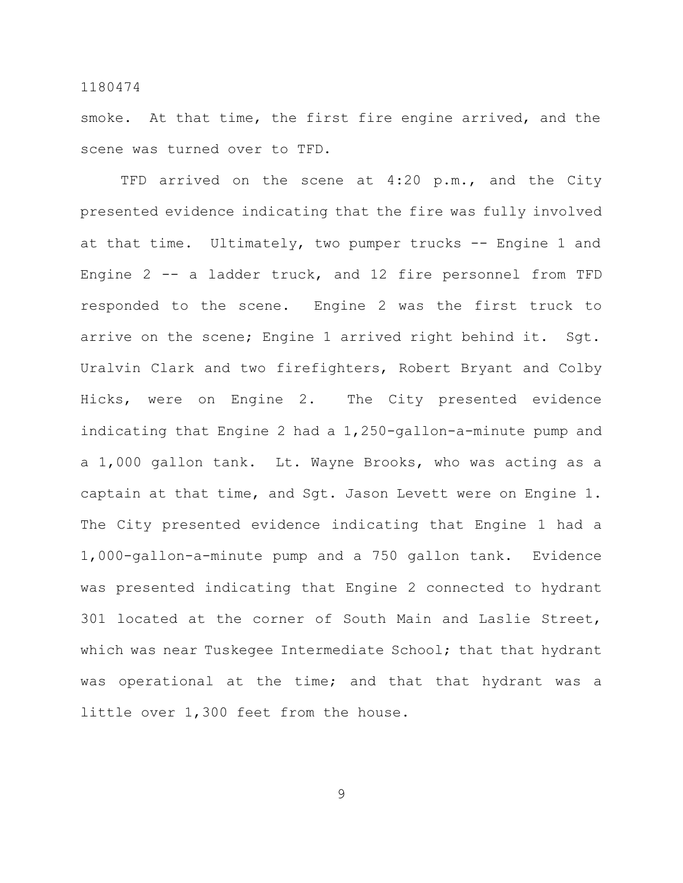smoke. At that time, the first fire engine arrived, and the scene was turned over to TFD.

TFD arrived on the scene at 4:20 p.m., and the City presented evidence indicating that the fire was fully involved at that time. Ultimately, two pumper trucks -- Engine 1 and Engine 2 -- a ladder truck, and 12 fire personnel from TFD responded to the scene. Engine 2 was the first truck to arrive on the scene; Engine 1 arrived right behind it. Sgt. Uralvin Clark and two firefighters, Robert Bryant and Colby Hicks, were on Engine 2. The City presented evidence indicating that Engine 2 had a 1,250-gallon-a-minute pump and a 1,000 gallon tank. Lt. Wayne Brooks, who was acting as a captain at that time, and Sgt. Jason Levett were on Engine 1. The City presented evidence indicating that Engine 1 had a 1,000-gallon-a-minute pump and a 750 gallon tank. Evidence was presented indicating that Engine 2 connected to hydrant 301 located at the corner of South Main and Laslie Street, which was near Tuskegee Intermediate School; that that hydrant was operational at the time; and that that hydrant was a little over 1,300 feet from the house.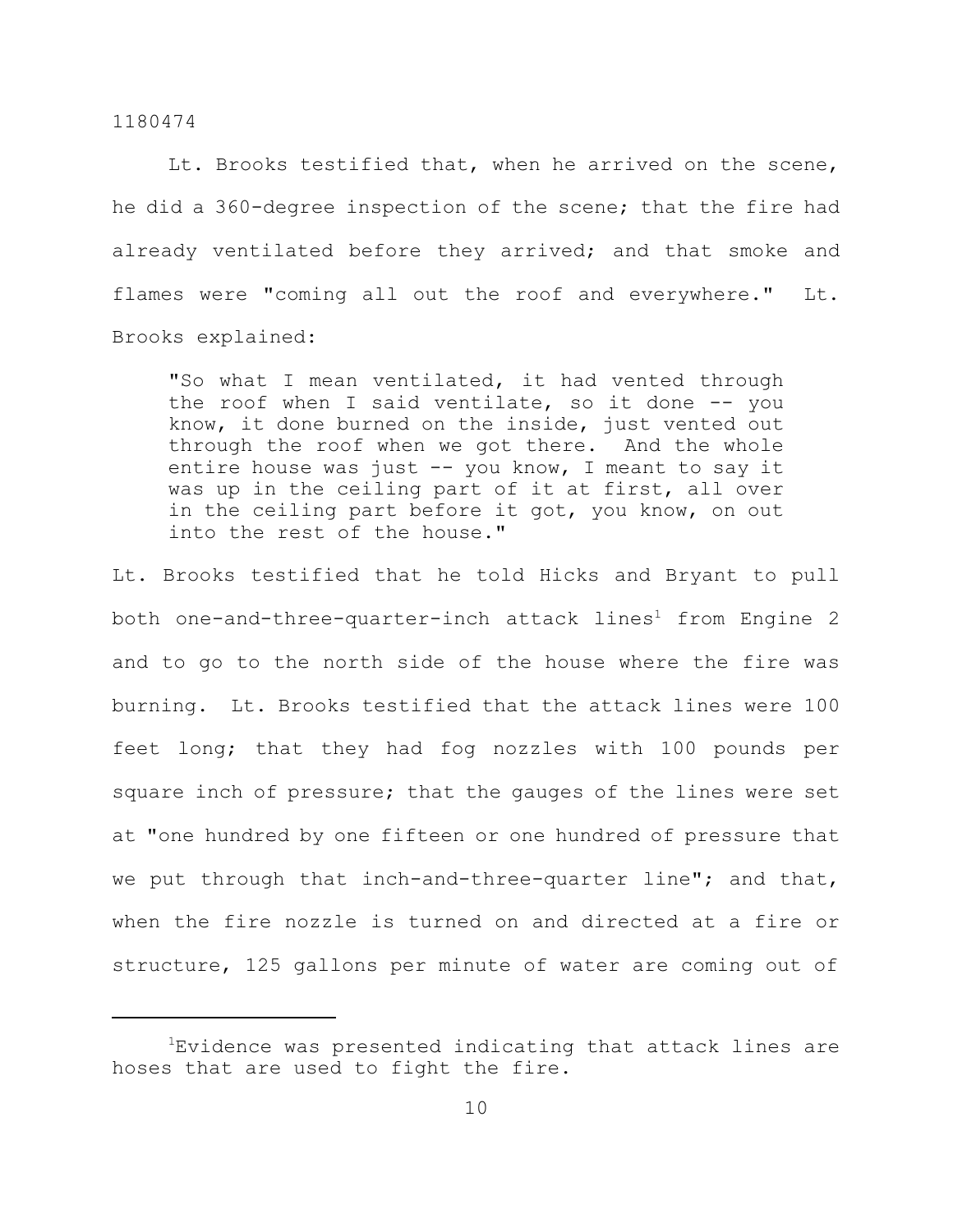Lt. Brooks testified that, when he arrived on the scene, he did a 360-degree inspection of the scene; that the fire had already ventilated before they arrived; and that smoke and flames were "coming all out the roof and everywhere." Lt. Brooks explained:

> "So what I mean ventilated, it had vented through the roof when I said ventilate, so it done -- you know, it done burned on the inside, just vented out through the roof when we got there. And the whole entire house was just -- you know, I meant to say it was up in the ceiling part of it at first, all over in the ceiling part before it got, you know, on out into the rest of the house."

Lt. Brooks testified that he told Hicks and Bryant to pull both one-and-three-quarter-inch attack lines[1] from Engine 2 and to go to the north side of the house where the fire was burning. Lt. Brooks testified that the attack lines were 100 feet long; that they had fog nozzles with 100 pounds per square inch of pressure; that the gauges of the lines were set at "one hundred by one fifteen or one hundred of pressure that we put through that inch-and-three-quarter line"; and that, when the fire nozzle is turned on and directed at a fire or structure, 125 gallons per minute of water are coming out of

---

[1]Evidence was presented indicating that attack lines are hoses that are used to fight the fire.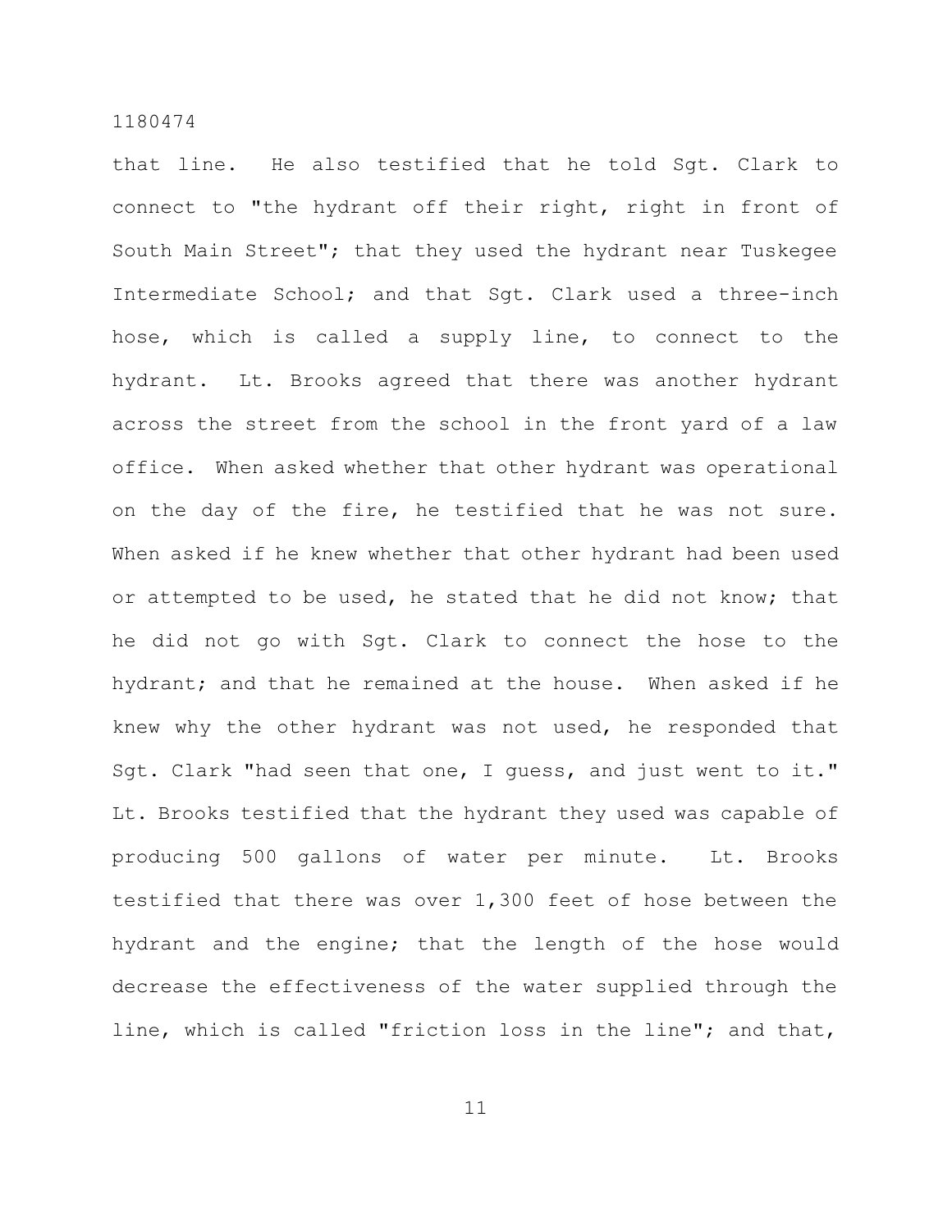that line. He also testified that he told Sgt. Clark to connect to "the hydrant off their right, right in front of South Main Street"; that they used the hydrant near Tuskegee Intermediate School; and that Sgt. Clark used a three-inch hose, which is called a supply line, to connect to the hydrant. Lt. Brooks agreed that there was another hydrant across the street from the school in the front yard of a law office. When asked whether that other hydrant was operational on the day of the fire, he testified that he was not sure. When asked if he knew whether that other hydrant had been used or attempted to be used, he stated that he did not know; that he did not go with Sgt. Clark to connect the hose to the hydrant; and that he remained at the house. When asked if he knew why the other hydrant was not used, he responded that Sgt. Clark "had seen that one, I guess, and just went to it." Lt. Brooks testified that the hydrant they used was capable of producing 500 gallons of water per minute. Lt. Brooks testified that there was over 1,300 feet of hose between the hydrant and the engine; that the length of the hose would decrease the effectiveness of the water supplied through the line, which is called "friction loss in the line"; and that,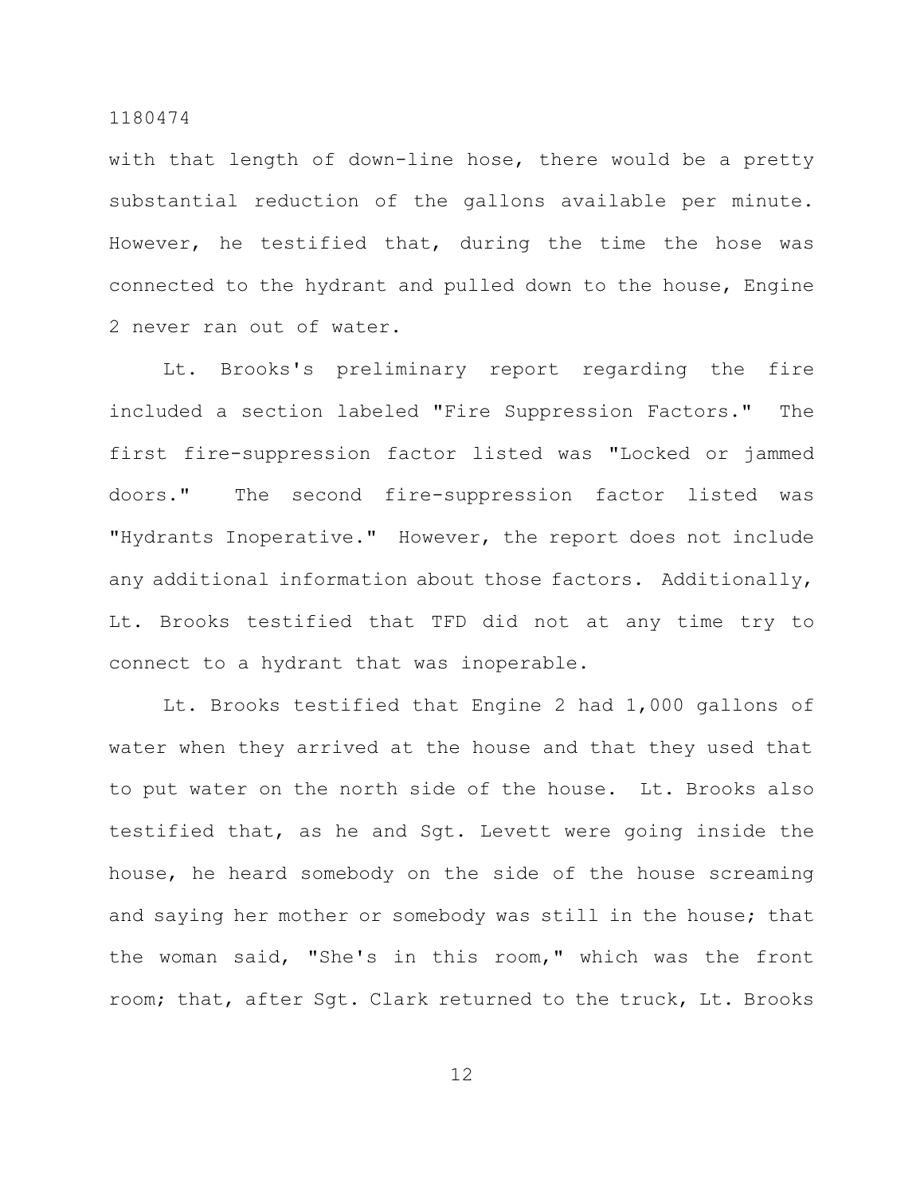with that length of down-line hose, there would be a pretty substantial reduction of the gallons available per minute. However, he testified that, during the time the hose was connected to the hydrant and pulled down to the house, Engine 2 never ran out of water.

Lt. Brooks's preliminary report regarding the fire included a section labeled "Fire Suppression Factors." The first fire-suppression factor listed was "Locked or jammed doors." The second fire-suppression factor listed was "Hydrants Inoperative." However, the report does not include any additional information about those factors. Additionally, Lt. Brooks testified that TFD did not at any time try to connect to a hydrant that was inoperable.

Lt. Brooks testified that Engine 2 had 1,000 gallons of water when they arrived at the house and that they used that to put water on the north side of the house. Lt. Brooks also testified that, as he and Sgt. Levett were going inside the house, he heard somebody on the side of the house screaming and saying her mother or somebody was still in the house; that the woman said, "She's in this room," which was the front room; that, after Sgt. Clark returned to the truck, Lt. Brooks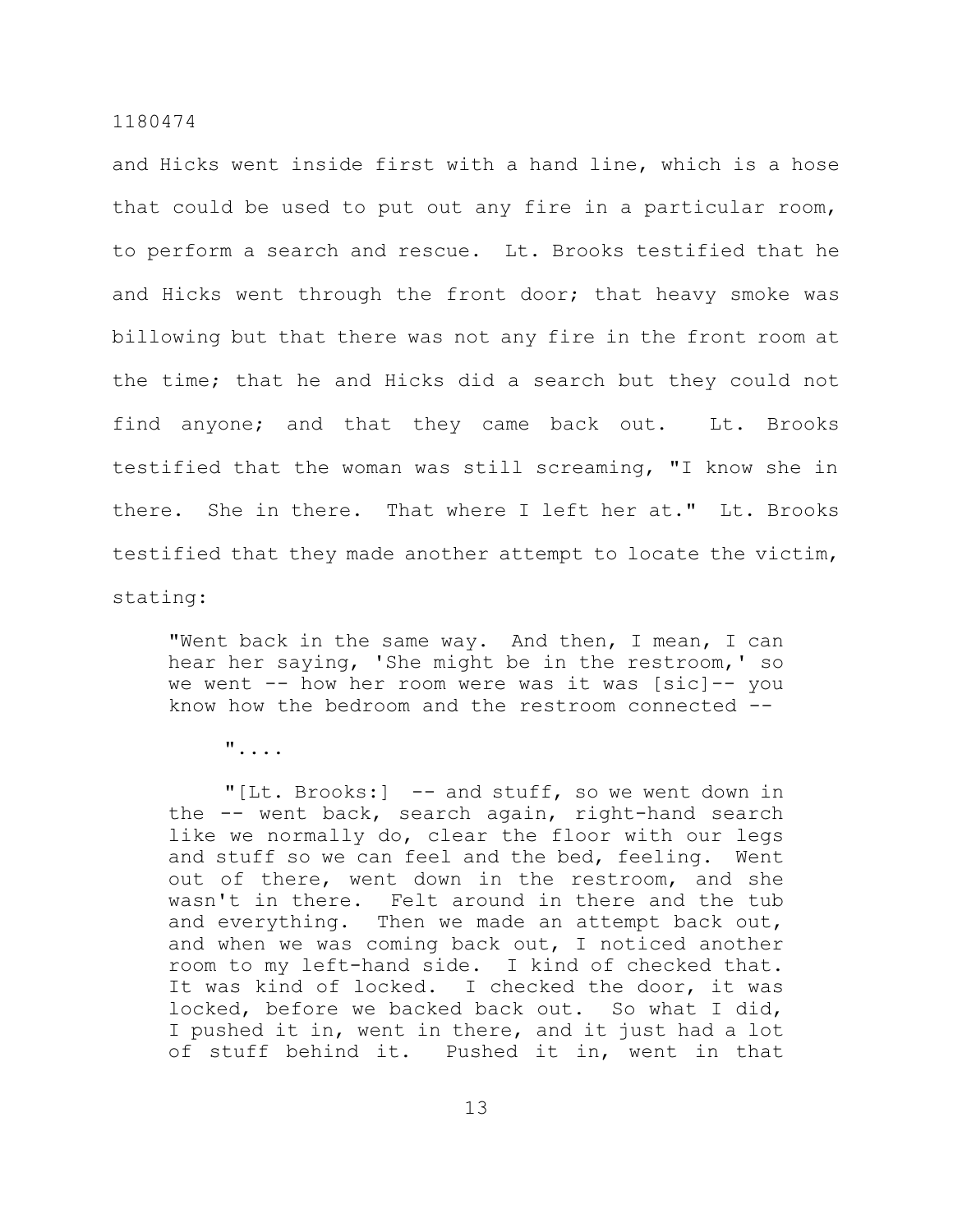and Hicks went inside first with a hand line, which is a hose that could be used to put out any fire in a particular room, to perform a search and rescue. Lt. Brooks testified that he and Hicks went through the front door; that heavy smoke was billowing but that there was not any fire in the front room at the time; that he and Hicks did a search but they could not find anyone; and that they came back out. Lt. Brooks testified that the woman was still screaming, "I know she in there. She in there. That where I left her at." Lt. Brooks testified that they made another attempt to locate the victim, stating:

> "Went back in the same way. And then, I mean, I can hear her saying, 'She might be in the restroom,' so we went -- how her room were was it was [sic]-- you know how the bedroom and the restroom connected --
>
> "....
>
> "[Lt. Brooks:] -- and stuff, so we went down in the -- went back, search again, right-hand search like we normally do, clear the floor with our legs and stuff so we can feel and the bed, feeling. Went out of there, went down in the restroom, and she wasn't in there. Felt around in there and the tub and everything. Then we made an attempt back out, and when we was coming back out, I noticed another room to my left-hand side. I kind of checked that. It was kind of locked. I checked the door, it was locked, before we backed back out. So what I did, I pushed it in, went in there, and it just had a lot of stuff behind it. Pushed it in, went in that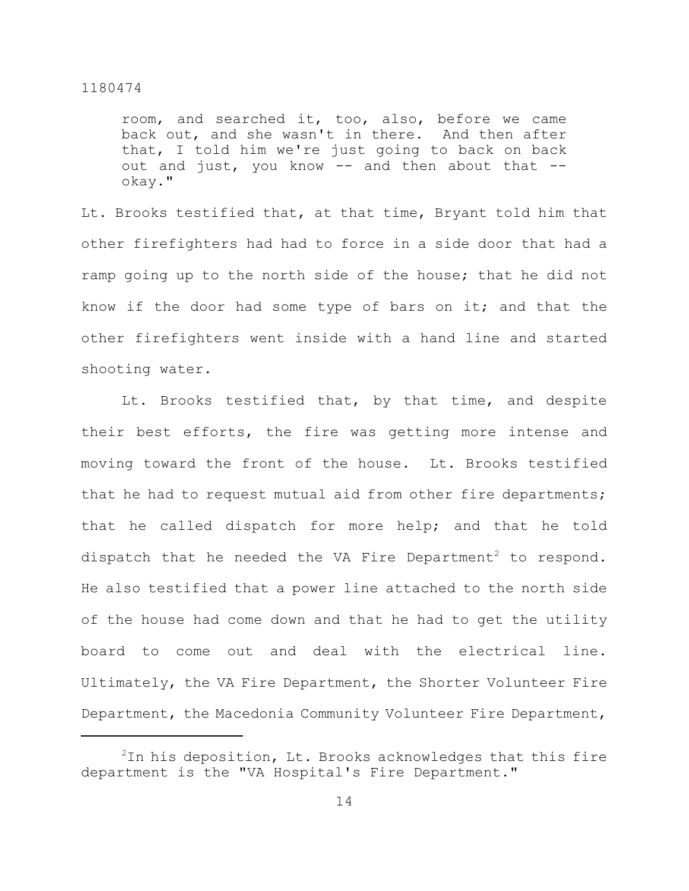> room, and searched it, too, also, before we came back out, and she wasn't in there. And then after that, I told him we're just going to back on back out and just, you know -- and then about that -- okay."

Lt. Brooks testified that, at that time, Bryant told him that other firefighters had had to force in a side door that had a ramp going up to the north side of the house; that he did not know if the door had some type of bars on it; and that the other firefighters went inside with a hand line and started shooting water.

Lt. Brooks testified that, by that time, and despite their best efforts, the fire was getting more intense and moving toward the front of the house. Lt. Brooks testified that he had to request mutual aid from other fire departments; that he called dispatch for more help; and that he told dispatch that he needed the VA Fire Department[2] to respond. He also testified that a power line attached to the north side of the house had come down and that he had to get the utility board to come out and deal with the electrical line. Ultimately, the VA Fire Department, the Shorter Volunteer Fire Department, the Macedonia Community Volunteer Fire Department,

---

[2] In his deposition, Lt. Brooks acknowledges that this fire department is the "VA Hospital's Fire Department."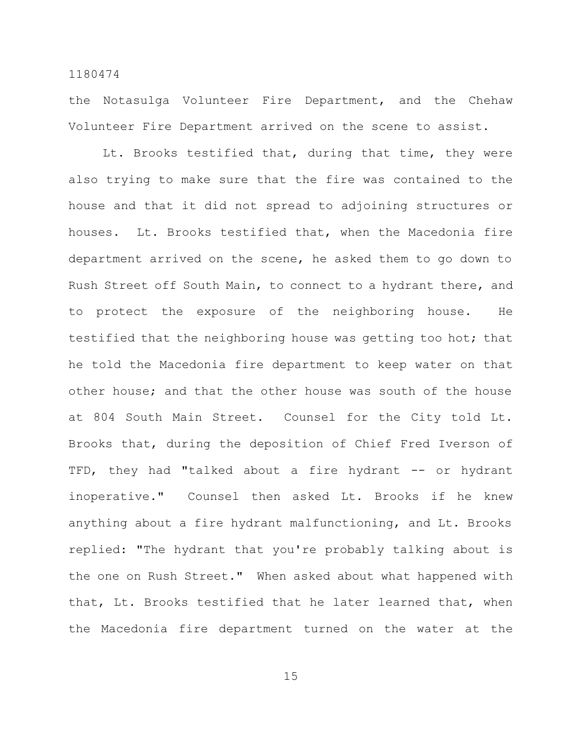the Notasulga Volunteer Fire Department, and the Chehaw Volunteer Fire Department arrived on the scene to assist.

Lt. Brooks testified that, during that time, they were also trying to make sure that the fire was contained to the house and that it did not spread to adjoining structures or houses. Lt. Brooks testified that, when the Macedonia fire department arrived on the scene, he asked them to go down to Rush Street off South Main, to connect to a hydrant there, and to protect the exposure of the neighboring house. He testified that the neighboring house was getting too hot; that he told the Macedonia fire department to keep water on that other house; and that the other house was south of the house at 804 South Main Street. Counsel for the City told Lt. Brooks that, during the deposition of Chief Fred Iverson of TFD, they had "talked about a fire hydrant -- or hydrant inoperative." Counsel then asked Lt. Brooks if he knew anything about a fire hydrant malfunctioning, and Lt. Brooks replied: "The hydrant that you're probably talking about is the one on Rush Street." When asked about what happened with that, Lt. Brooks testified that he later learned that, when the Macedonia fire department turned on the water at the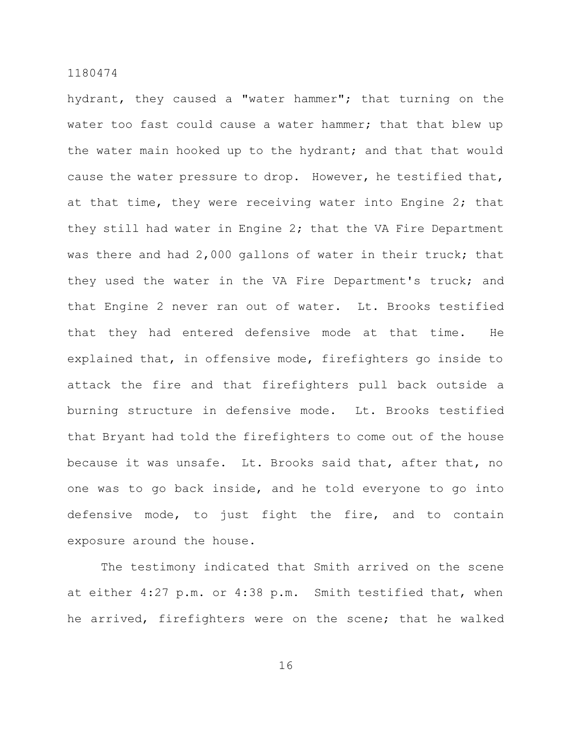hydrant, they caused a "water hammer"; that turning on the water too fast could cause a water hammer; that that blew up the water main hooked up to the hydrant; and that that would cause the water pressure to drop. However, he testified that, at that time, they were receiving water into Engine 2; that they still had water in Engine 2; that the VA Fire Department was there and had 2,000 gallons of water in their truck; that they used the water in the VA Fire Department's truck; and that Engine 2 never ran out of water. Lt. Brooks testified that they had entered defensive mode at that time. He explained that, in offensive mode, firefighters go inside to attack the fire and that firefighters pull back outside a burning structure in defensive mode. Lt. Brooks testified that Bryant had told the firefighters to come out of the house because it was unsafe. Lt. Brooks said that, after that, no one was to go back inside, and he told everyone to go into defensive mode, to just fight the fire, and to contain exposure around the house.

The testimony indicated that Smith arrived on the scene at either 4:27 p.m. or 4:38 p.m. Smith testified that, when he arrived, firefighters were on the scene; that he walked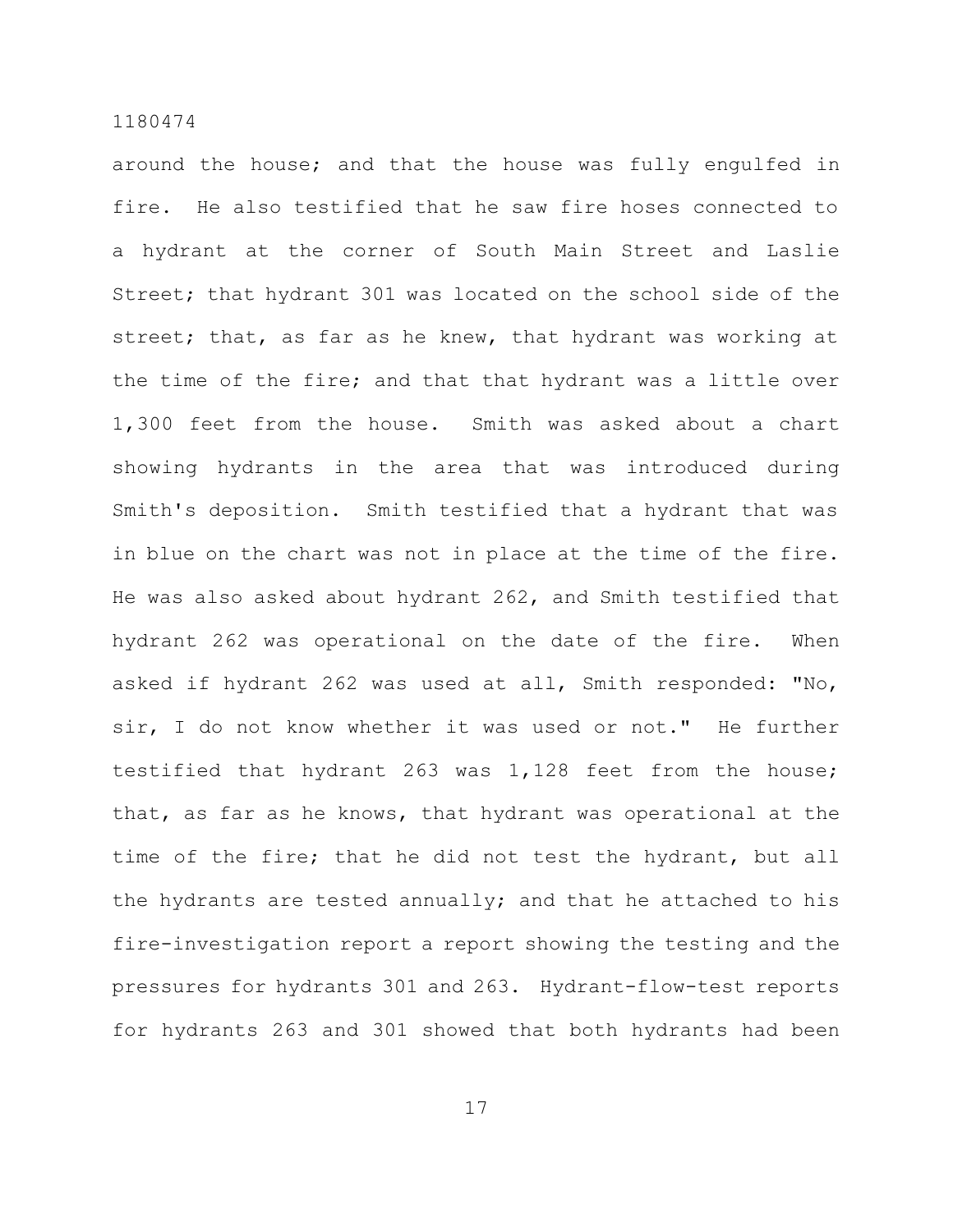around the house; and that the house was fully engulfed in fire. He also testified that he saw fire hoses connected to a hydrant at the corner of South Main Street and Laslie Street; that hydrant 301 was located on the school side of the street; that, as far as he knew, that hydrant was working at the time of the fire; and that that hydrant was a little over 1,300 feet from the house. Smith was asked about a chart showing hydrants in the area that was introduced during Smith's deposition. Smith testified that a hydrant that was in blue on the chart was not in place at the time of the fire. He was also asked about hydrant 262, and Smith testified that hydrant 262 was operational on the date of the fire. When asked if hydrant 262 was used at all, Smith responded: "No, sir, I do not know whether it was used or not." He further testified that hydrant 263 was 1,128 feet from the house; that, as far as he knows, that hydrant was operational at the time of the fire; that he did not test the hydrant, but all the hydrants are tested annually; and that he attached to his fire-investigation report a report showing the testing and the pressures for hydrants 301 and 263. Hydrant-flow-test reports for hydrants 263 and 301 showed that both hydrants had been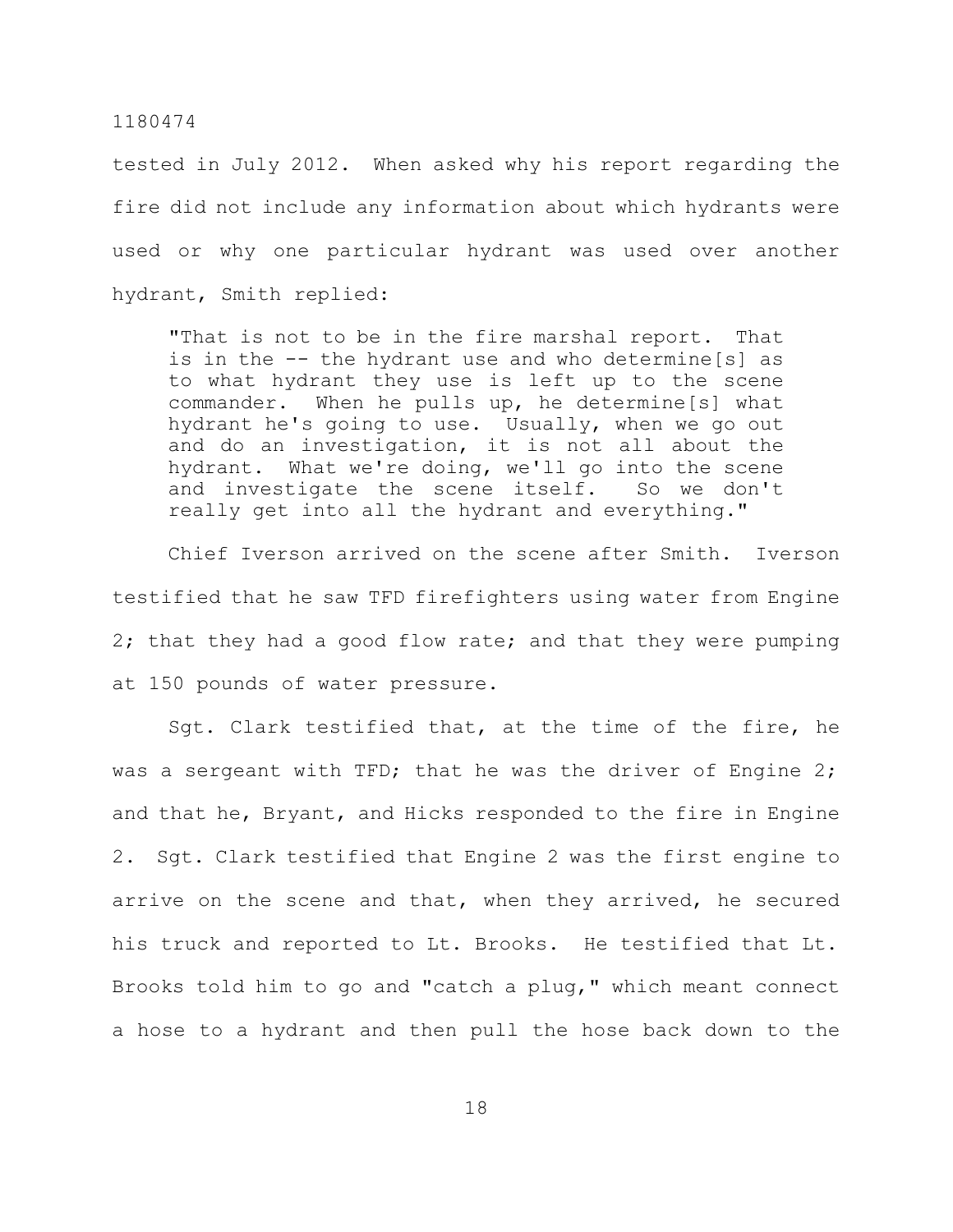tested in July 2012. When asked why his report regarding the fire did not include any information about which hydrants were used or why one particular hydrant was used over another hydrant, Smith replied:

> "That is not to be in the fire marshal report. That is in the -- the hydrant use and who determine[s] as to what hydrant they use is left up to the scene commander. When he pulls up, he determine[s] what hydrant he's going to use. Usually, when we go out and do an investigation, it is not all about the hydrant. What we're doing, we'll go into the scene and investigate the scene itself. So we don't really get into all the hydrant and everything."

Chief Iverson arrived on the scene after Smith. Iverson testified that he saw TFD firefighters using water from Engine 2; that they had a good flow rate; and that they were pumping at 150 pounds of water pressure.

Sgt. Clark testified that, at the time of the fire, he was a sergeant with TFD; that he was the driver of Engine 2; and that he, Bryant, and Hicks responded to the fire in Engine 2. Sgt. Clark testified that Engine 2 was the first engine to arrive on the scene and that, when they arrived, he secured his truck and reported to Lt. Brooks. He testified that Lt. Brooks told him to go and "catch a plug," which meant connect a hose to a hydrant and then pull the hose back down to the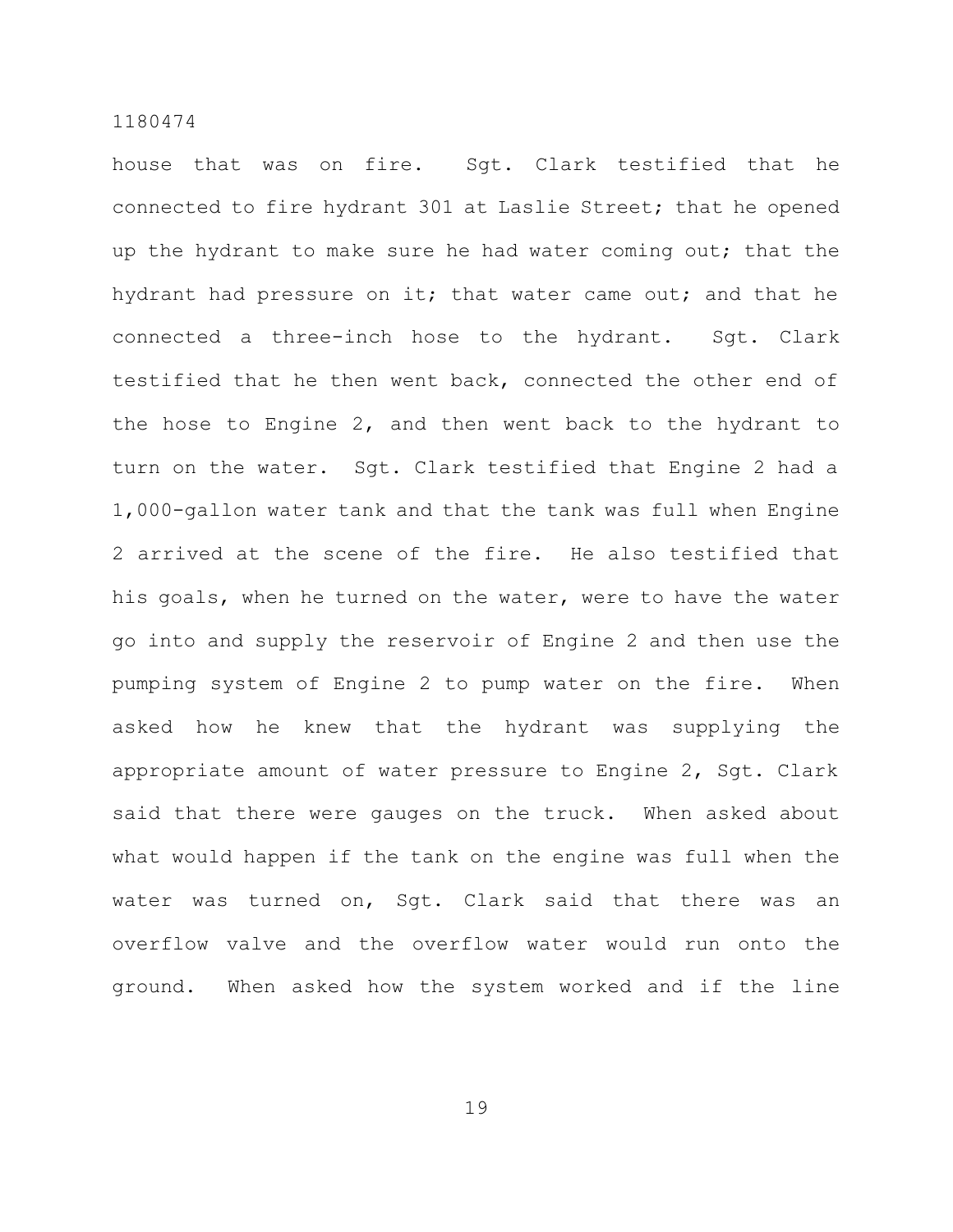house that was on fire. Sgt. Clark testified that he connected to fire hydrant 301 at Laslie Street; that he opened up the hydrant to make sure he had water coming out; that the hydrant had pressure on it; that water came out; and that he connected a three-inch hose to the hydrant. Sgt. Clark testified that he then went back, connected the other end of the hose to Engine 2, and then went back to the hydrant to turn on the water. Sgt. Clark testified that Engine 2 had a 1,000-gallon water tank and that the tank was full when Engine 2 arrived at the scene of the fire. He also testified that his goals, when he turned on the water, were to have the water go into and supply the reservoir of Engine 2 and then use the pumping system of Engine 2 to pump water on the fire. When asked how he knew that the hydrant was supplying the appropriate amount of water pressure to Engine 2, Sgt. Clark said that there were gauges on the truck. When asked about what would happen if the tank on the engine was full when the water was turned on, Sgt. Clark said that there was an overflow valve and the overflow water would run onto the ground. When asked how the system worked and if the line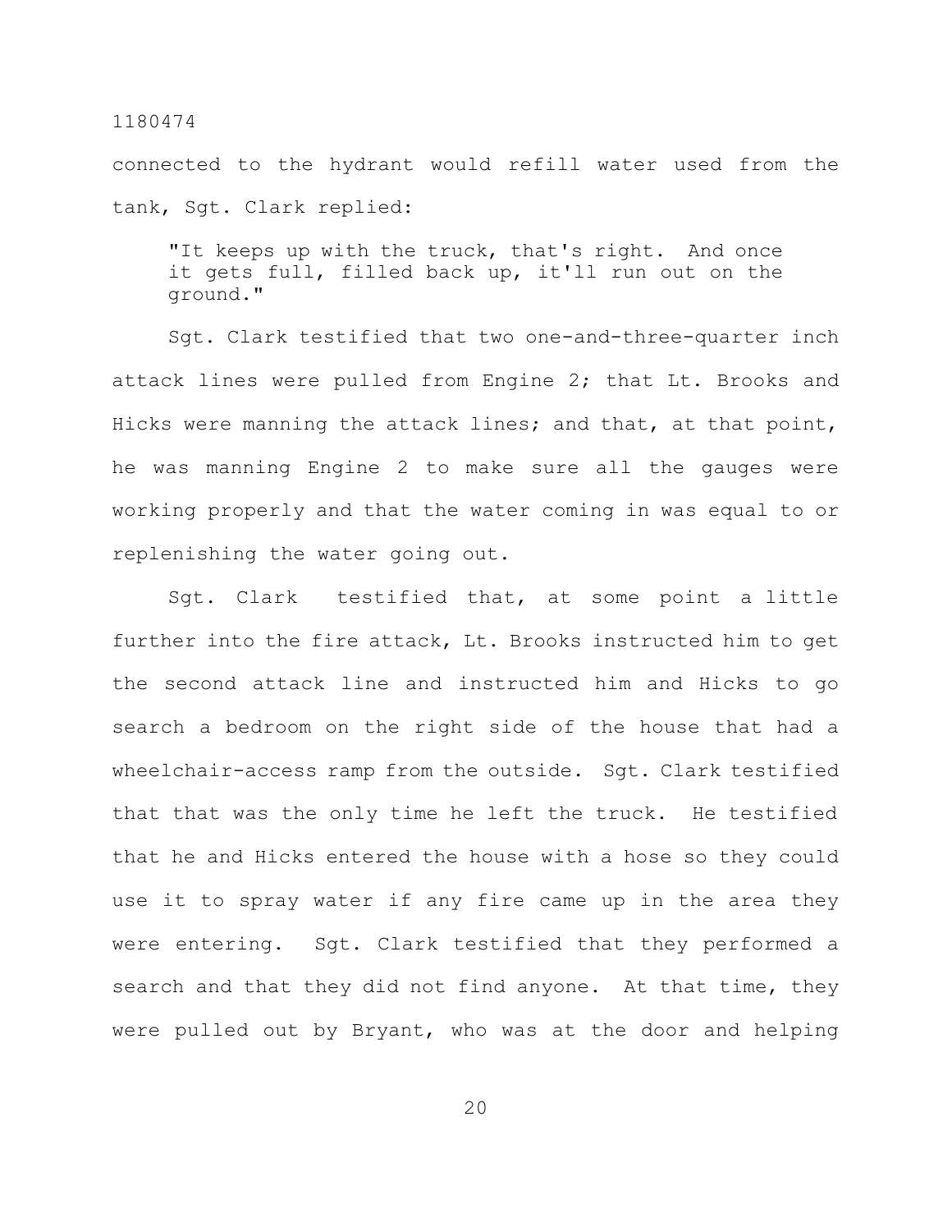connected to the hydrant would refill water used from the tank, Sgt. Clark replied:

> "It keeps up with the truck, that's right. And once it gets full, filled back up, it'll run out on the ground."

Sgt. Clark testified that two one-and-three-quarter inch attack lines were pulled from Engine 2; that Lt. Brooks and Hicks were manning the attack lines; and that, at that point, he was manning Engine 2 to make sure all the gauges were working properly and that the water coming in was equal to or replenishing the water going out.

Sgt. Clark testified that, at some point a little further into the fire attack, Lt. Brooks instructed him to get the second attack line and instructed him and Hicks to go search a bedroom on the right side of the house that had a wheelchair-access ramp from the outside. Sgt. Clark testified that that was the only time he left the truck. He testified that he and Hicks entered the house with a hose so they could use it to spray water if any fire came up in the area they were entering. Sgt. Clark testified that they performed a search and that they did not find anyone. At that time, they were pulled out by Bryant, who was at the door and helping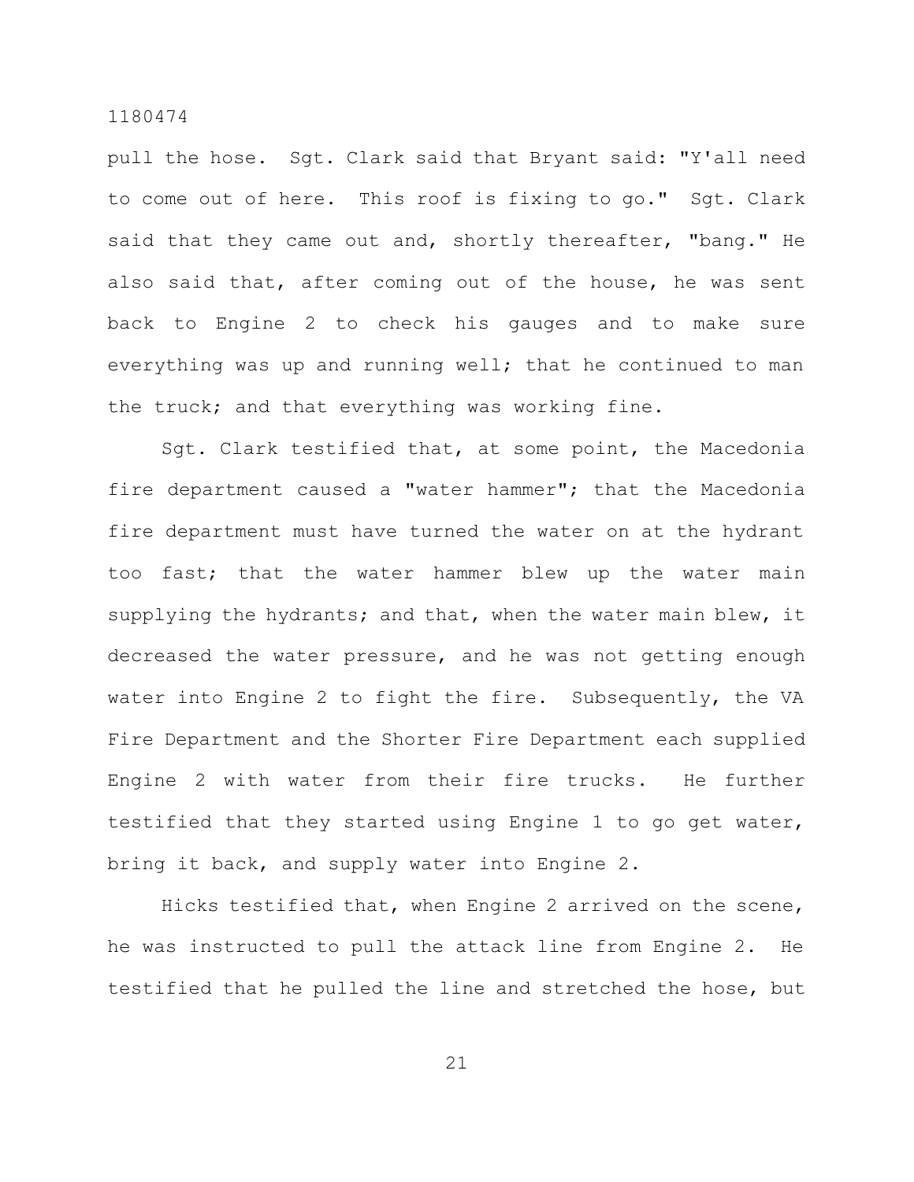pull the hose. Sgt. Clark said that Bryant said: "Y'all need to come out of here. This roof is fixing to go." Sgt. Clark said that they came out and, shortly thereafter, "bang." He also said that, after coming out of the house, he was sent back to Engine 2 to check his gauges and to make sure everything was up and running well; that he continued to man the truck; and that everything was working fine.

Sgt. Clark testified that, at some point, the Macedonia fire department caused a "water hammer"; that the Macedonia fire department must have turned the water on at the hydrant too fast; that the water hammer blew up the water main supplying the hydrants; and that, when the water main blew, it decreased the water pressure, and he was not getting enough water into Engine 2 to fight the fire. Subsequently, the VA Fire Department and the Shorter Fire Department each supplied Engine 2 with water from their fire trucks. He further testified that they started using Engine 1 to go get water, bring it back, and supply water into Engine 2.

Hicks testified that, when Engine 2 arrived on the scene, he was instructed to pull the attack line from Engine 2. He testified that he pulled the line and stretched the hose, but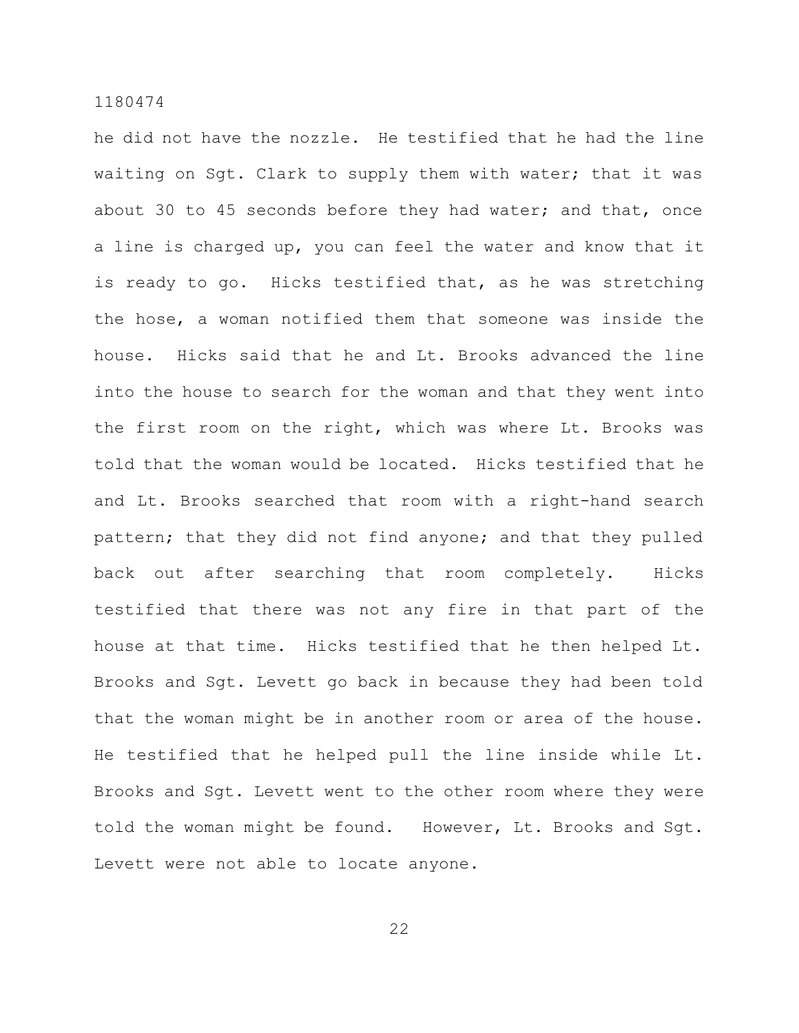he did not have the nozzle. He testified that he had the line waiting on Sgt. Clark to supply them with water; that it was about 30 to 45 seconds before they had water; and that, once a line is charged up, you can feel the water and know that it is ready to go. Hicks testified that, as he was stretching the hose, a woman notified them that someone was inside the house. Hicks said that he and Lt. Brooks advanced the line into the house to search for the woman and that they went into the first room on the right, which was where Lt. Brooks was told that the woman would be located. Hicks testified that he and Lt. Brooks searched that room with a right-hand search pattern; that they did not find anyone; and that they pulled back out after searching that room completely. Hicks testified that there was not any fire in that part of the house at that time. Hicks testified that he then helped Lt. Brooks and Sgt. Levett go back in because they had been told that the woman might be in another room or area of the house. He testified that he helped pull the line inside while Lt. Brooks and Sgt. Levett went to the other room where they were told the woman might be found. However, Lt. Brooks and Sgt. Levett were not able to locate anyone.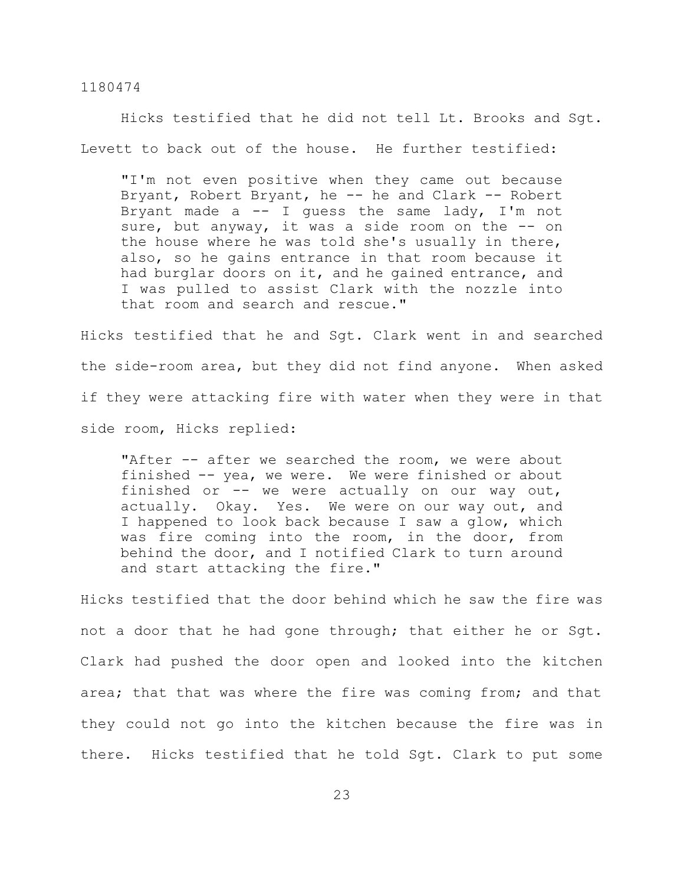Hicks testified that he did not tell Lt. Brooks and Sgt. Levett to back out of the house. He further testified:

> "I'm not even positive when they came out because Bryant, Robert Bryant, he -- he and Clark -- Robert Bryant made a -- I guess the same lady, I'm not sure, but anyway, it was a side room on the -- on the house where he was told she's usually in there, also, so he gains entrance in that room because it had burglar doors on it, and he gained entrance, and I was pulled to assist Clark with the nozzle into that room and search and rescue."

Hicks testified that he and Sgt. Clark went in and searched the side-room area, but they did not find anyone. When asked if they were attacking fire with water when they were in that side room, Hicks replied:

> "After -- after we searched the room, we were about finished -- yea, we were. We were finished or about finished or -- we were actually on our way out, actually. Okay. Yes. We were on our way out, and I happened to look back because I saw a glow, which was fire coming into the room, in the door, from behind the door, and I notified Clark to turn around and start attacking the fire."

Hicks testified that the door behind which he saw the fire was not a door that he had gone through; that either he or Sgt. Clark had pushed the door open and looked into the kitchen area; that that was where the fire was coming from; and that they could not go into the kitchen because the fire was in there. Hicks testified that he told Sgt. Clark to put some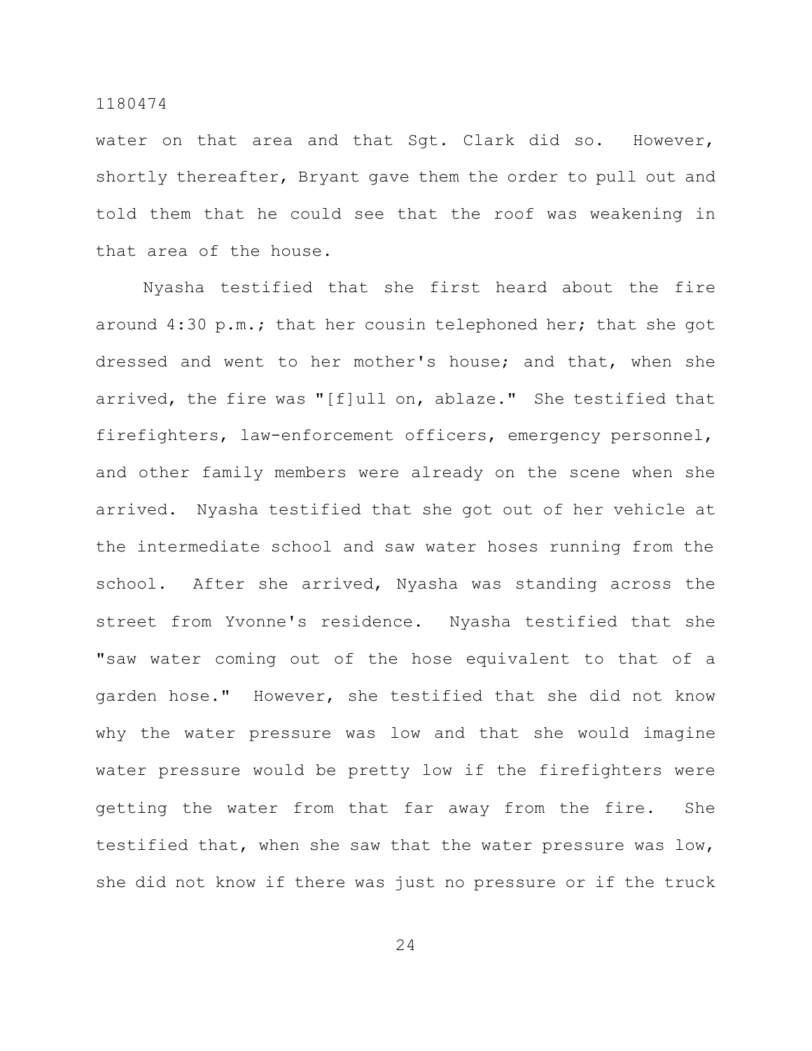water on that area and that Sgt. Clark did so. However, shortly thereafter, Bryant gave them the order to pull out and told them that he could see that the roof was weakening in that area of the house.

Nyasha testified that she first heard about the fire around 4:30 p.m.; that her cousin telephoned her; that she got dressed and went to her mother's house; and that, when she arrived, the fire was "[f]ull on, ablaze." She testified that firefighters, law-enforcement officers, emergency personnel, and other family members were already on the scene when she arrived. Nyasha testified that she got out of her vehicle at the intermediate school and saw water hoses running from the school. After she arrived, Nyasha was standing across the street from Yvonne's residence. Nyasha testified that she "saw water coming out of the hose equivalent to that of a garden hose." However, she testified that she did not know why the water pressure was low and that she would imagine water pressure would be pretty low if the firefighters were getting the water from that far away from the fire. She testified that, when she saw that the water pressure was low, she did not know if there was just no pressure or if the truck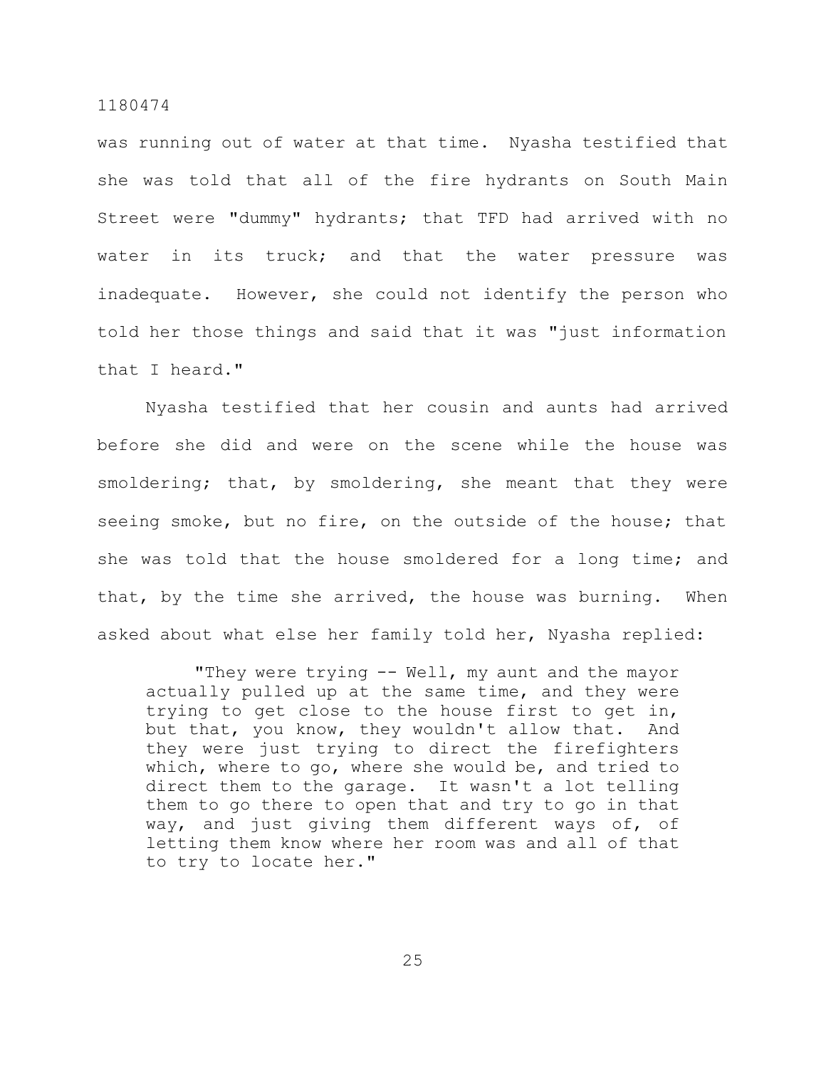was running out of water at that time. Nyasha testified that she was told that all of the fire hydrants on South Main Street were "dummy" hydrants; that TFD had arrived with no water in its truck; and that the water pressure was inadequate. However, she could not identify the person who told her those things and said that it was "just information that I heard."

Nyasha testified that her cousin and aunts had arrived before she did and were on the scene while the house was smoldering; that, by smoldering, she meant that they were seeing smoke, but no fire, on the outside of the house; that she was told that the house smoldered for a long time; and that, by the time she arrived, the house was burning. When asked about what else her family told her, Nyasha replied:

> "They were trying -- Well, my aunt and the mayor actually pulled up at the same time, and they were trying to get close to the house first to get in, but that, you know, they wouldn't allow that. And they were just trying to direct the firefighters which, where to go, where she would be, and tried to direct them to the garage. It wasn't a lot telling them to go there to open that and try to go in that way, and just giving them different ways of, of letting them know where her room was and all of that to try to locate her."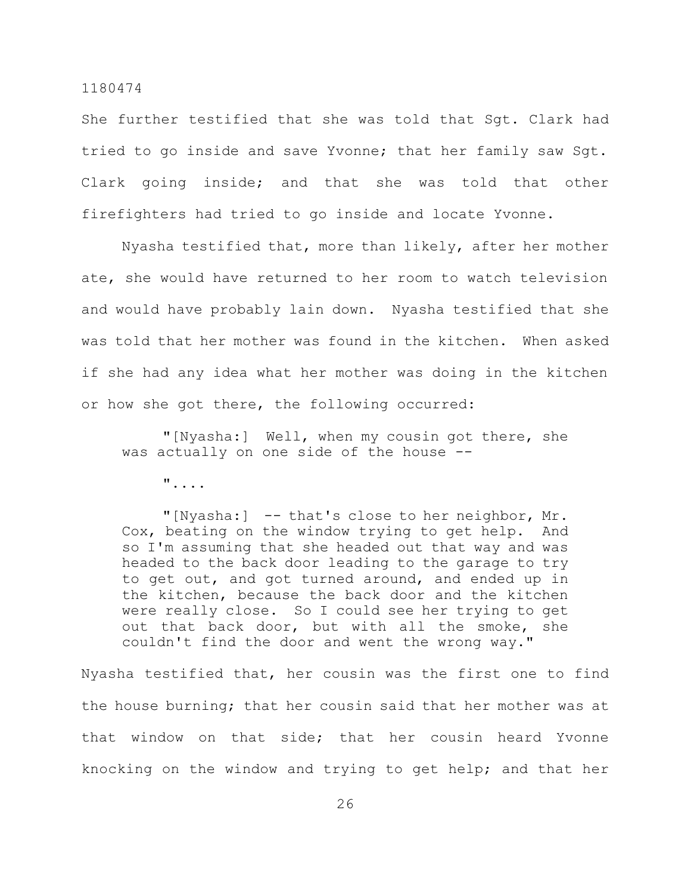She further testified that she was told that Sgt. Clark had tried to go inside and save Yvonne; that her family saw Sgt. Clark going inside; and that she was told that other firefighters had tried to go inside and locate Yvonne.

Nyasha testified that, more than likely, after her mother ate, she would have returned to her room to watch television and would have probably lain down. Nyasha testified that she was told that her mother was found in the kitchen. When asked if she had any idea what her mother was doing in the kitchen or how she got there, the following occurred:

> "[Nyasha:] Well, when my cousin got there, she was actually on one side of the house --
>
> "....
>
> "[Nyasha:] -- that's close to her neighbor, Mr. Cox, beating on the window trying to get help. And so I'm assuming that she headed out that way and was headed to the back door leading to the garage to try to get out, and got turned around, and ended up in the kitchen, because the back door and the kitchen were really close. So I could see her trying to get out that back door, but with all the smoke, she couldn't find the door and went the wrong way."

Nyasha testified that, her cousin was the first one to find the house burning; that her cousin said that her mother was at that window on that side; that her cousin heard Yvonne knocking on the window and trying to get help; and that her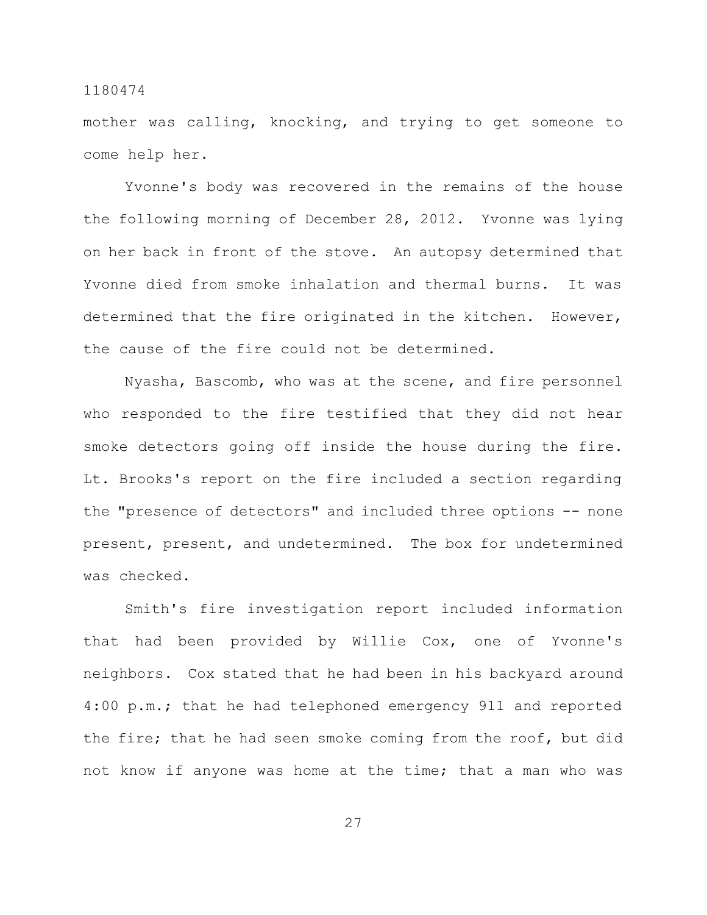mother was calling, knocking, and trying to get someone to come help her.

Yvonne's body was recovered in the remains of the house the following morning of December 28, 2012. Yvonne was lying on her back in front of the stove. An autopsy determined that Yvonne died from smoke inhalation and thermal burns. It was determined that the fire originated in the kitchen. However, the cause of the fire could not be determined.

Nyasha, Bascomb, who was at the scene, and fire personnel who responded to the fire testified that they did not hear smoke detectors going off inside the house during the fire. Lt. Brooks's report on the fire included a section regarding the "presence of detectors" and included three options -- none present, present, and undetermined. The box for undetermined was checked.

Smith's fire investigation report included information that had been provided by Willie Cox, one of Yvonne's neighbors. Cox stated that he had been in his backyard around 4:00 p.m.; that he had telephoned emergency 911 and reported the fire; that he had seen smoke coming from the roof, but did not know if anyone was home at the time; that a man who was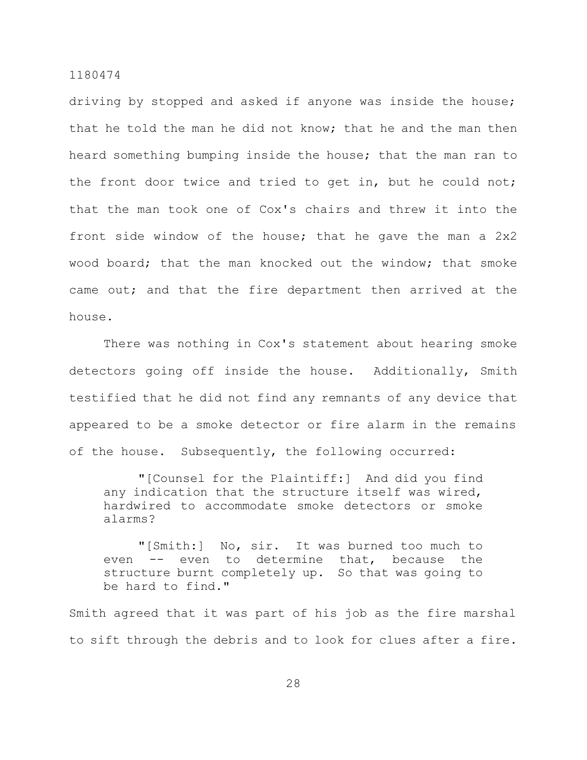driving by stopped and asked if anyone was inside the house; that he told the man he did not know; that he and the man then heard something bumping inside the house; that the man ran to the front door twice and tried to get in, but he could not; that the man took one of Cox's chairs and threw it into the front side window of the house; that he gave the man a 2x2 wood board; that the man knocked out the window; that smoke came out; and that the fire department then arrived at the house.

There was nothing in Cox's statement about hearing smoke detectors going off inside the house. Additionally, Smith testified that he did not find any remnants of any device that appeared to be a smoke detector or fire alarm in the remains of the house. Subsequently, the following occurred:

> "[Counsel for the Plaintiff:] And did you find any indication that the structure itself was wired, hardwired to accommodate smoke detectors or smoke alarms?
>
> "[Smith:] No, sir. It was burned too much to even -- even to determine that, because the structure burnt completely up. So that was going to be hard to find."

Smith agreed that it was part of his job as the fire marshal to sift through the debris and to look for clues after a fire.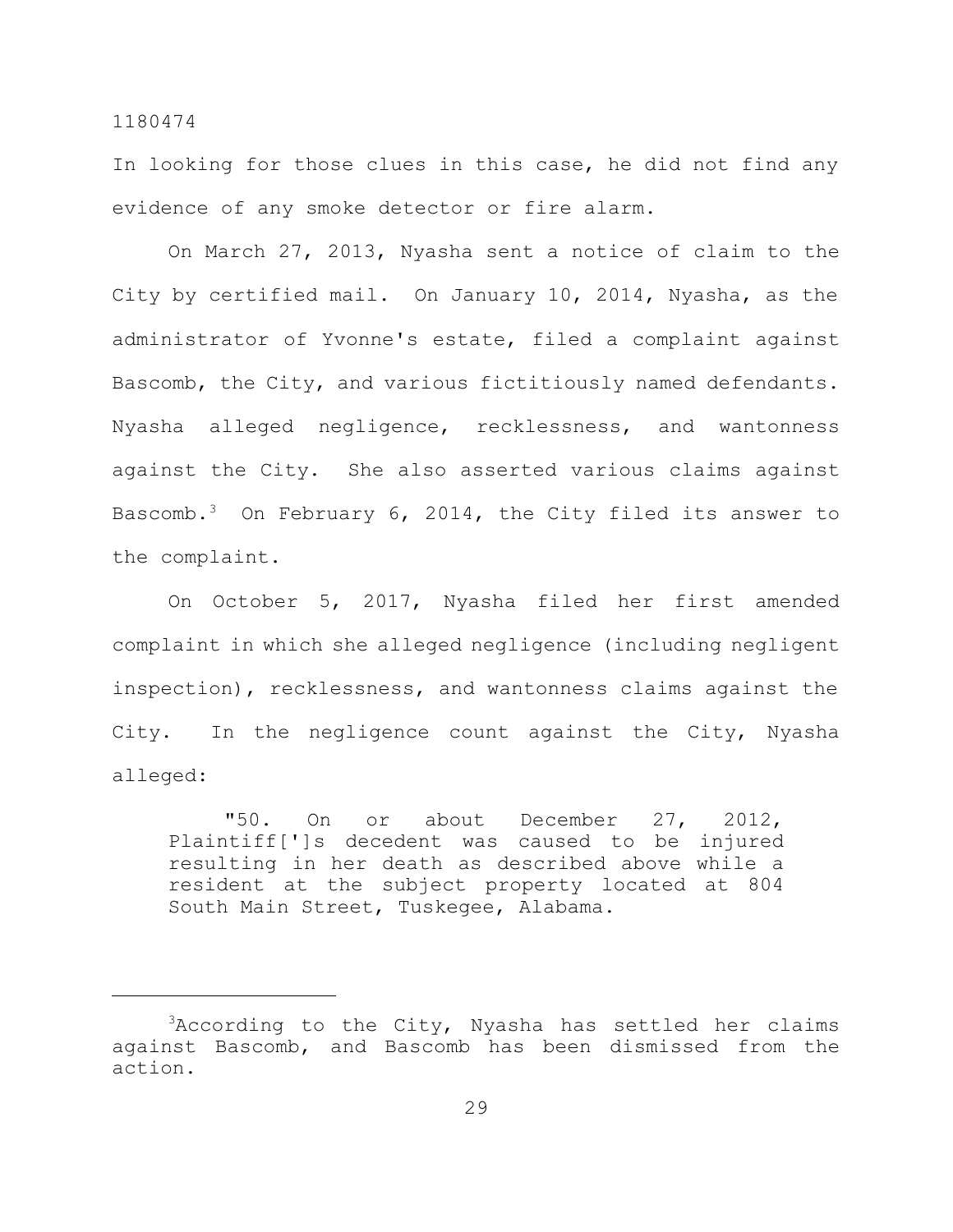In looking for those clues in this case, he did not find any evidence of any smoke detector or fire alarm.

On March 27, 2013, Nyasha sent a notice of claim to the City by certified mail. On January 10, 2014, Nyasha, as the administrator of Yvonne's estate, filed a complaint against Bascomb, the City, and various fictitiously named defendants. Nyasha alleged negligence, recklessness, and wantonness against the City. She also asserted various claims against Bascomb.[3] On February 6, 2014, the City filed its answer to the complaint.

On October 5, 2017, Nyasha filed her first amended complaint in which she alleged negligence (including negligent inspection), recklessness, and wantonness claims against the City. In the negligence count against the City, Nyasha alleged:

> "50. On or about December 27, 2012, Plaintiff[']s decedent was caused to be injured resulting in her death as described above while a resident at the subject property located at 804 South Main Street, Tuskegee, Alabama.

---

[3]According to the City, Nyasha has settled her claims against Bascomb, and Bascomb has been dismissed from the action.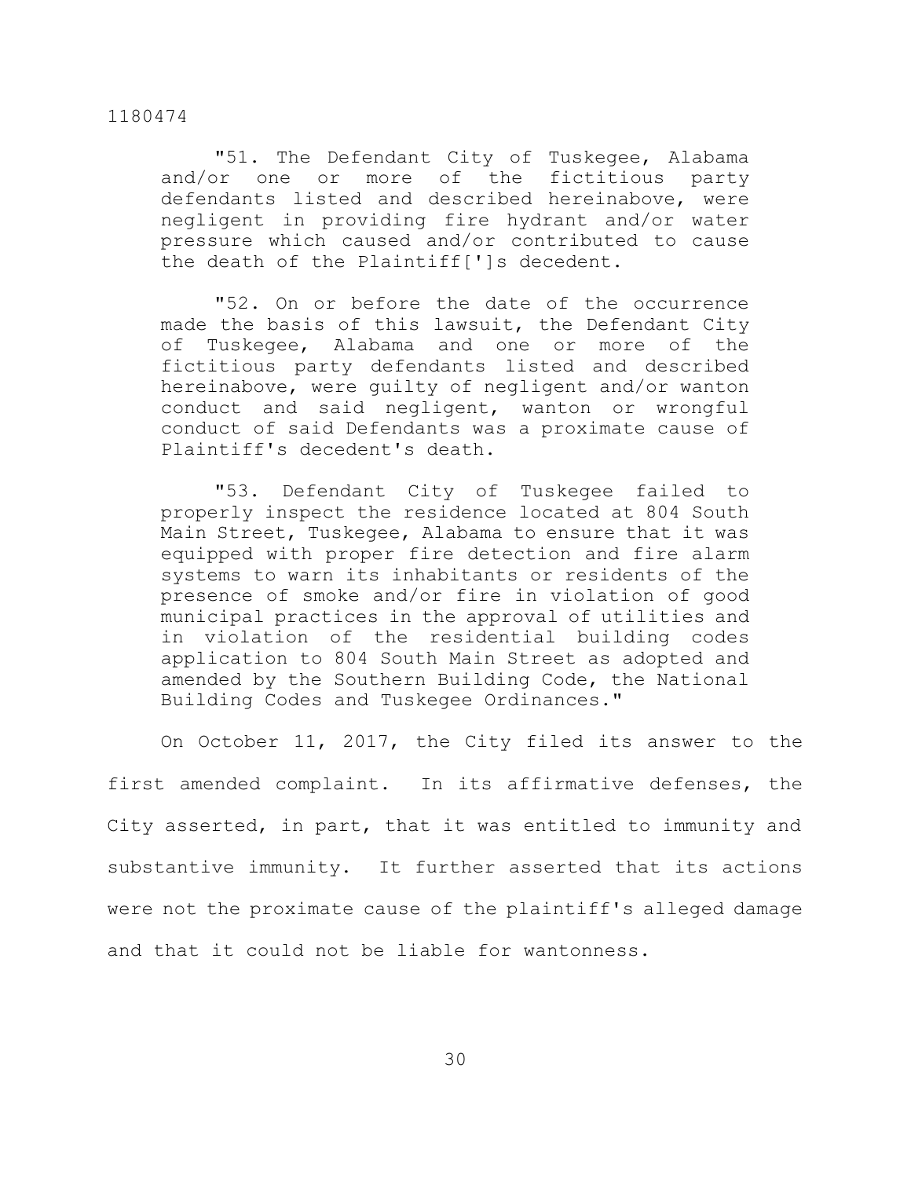> "51. The Defendant City of Tuskegee, Alabama and/or one or more of the fictitious party defendants listed and described hereinabove, were negligent in providing fire hydrant and/or water pressure which caused and/or contributed to cause the death of the Plaintiff[']s decedent.
>
> "52. On or before the date of the occurrence made the basis of this lawsuit, the Defendant City of Tuskegee, Alabama and one or more of the fictitious party defendants listed and described hereinabove, were guilty of negligent and/or wanton conduct and said negligent, wanton or wrongful conduct of said Defendants was a proximate cause of Plaintiff's decedent's death.
>
> "53. Defendant City of Tuskegee failed to properly inspect the residence located at 804 South Main Street, Tuskegee, Alabama to ensure that it was equipped with proper fire detection and fire alarm systems to warn its inhabitants or residents of the presence of smoke and/or fire in violation of good municipal practices in the approval of utilities and in violation of the residential building codes application to 804 South Main Street as adopted and amended by the Southern Building Code, the National Building Codes and Tuskegee Ordinances."

On October 11, 2017, the City filed its answer to the first amended complaint. In its affirmative defenses, the City asserted, in part, that it was entitled to immunity and substantive immunity. It further asserted that its actions were not the proximate cause of the plaintiff's alleged damage and that it could not be liable for wantonness.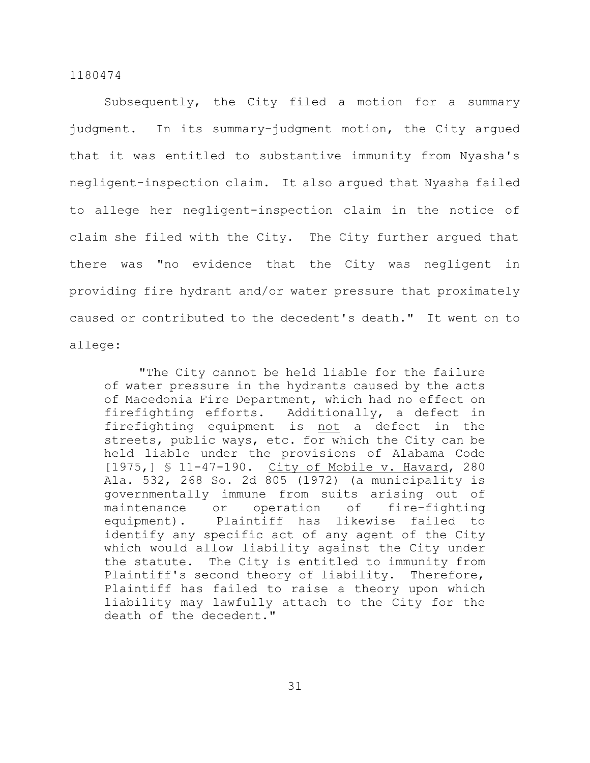Subsequently, the City filed a motion for a summary judgment. In its summary-judgment motion, the City argued that it was entitled to substantive immunity from Nyasha's negligent-inspection claim. It also argued that Nyasha failed to allege her negligent-inspection claim in the notice of claim she filed with the City. The City further argued that there was "no evidence that the City was negligent in providing fire hydrant and/or water pressure that proximately caused or contributed to the decedent's death." It went on to allege:

> "The City cannot be held liable for the failure of water pressure in the hydrants caused by the acts of Macedonia Fire Department, which had no effect on firefighting efforts. Additionally, a defect in firefighting equipment is <u>not</u> a defect in the streets, public ways, etc. for which the City can be held liable under the provisions of Alabama Code [1975,] § 11-47-190. <u>City of Mobile v. Havard</u>, 280 Ala. 532, 268 So. 2d 805 (1972) (a municipality is governmentally immune from suits arising out of maintenance or operation of fire-fighting equipment). Plaintiff has likewise failed to identify any specific act of any agent of the City which would allow liability against the City under the statute. The City is entitled to immunity from Plaintiff's second theory of liability. Therefore, Plaintiff has failed to raise a theory upon which liability may lawfully attach to the City for the death of the decedent."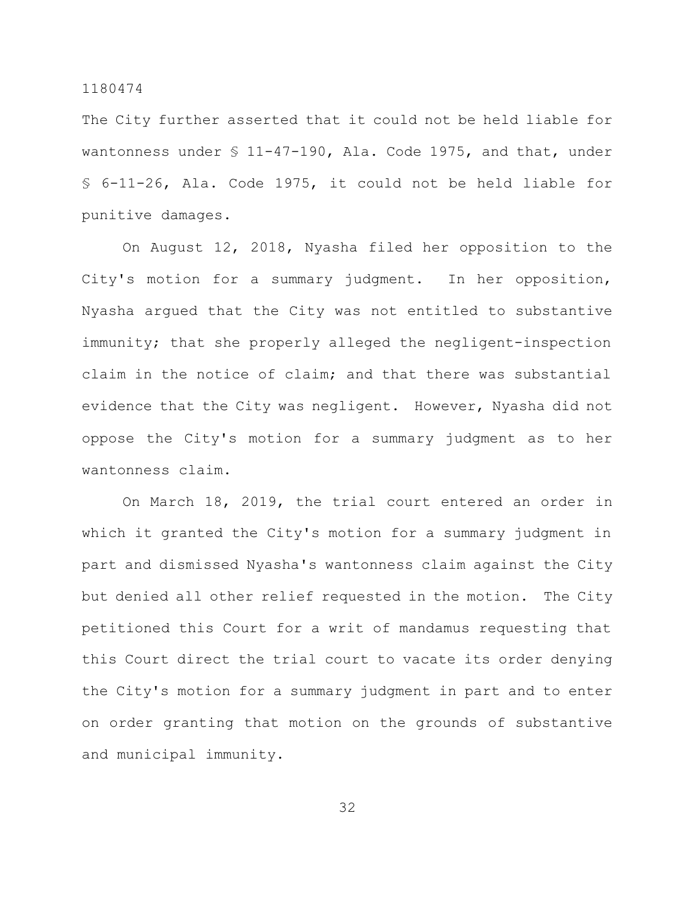The City further asserted that it could not be held liable for wantonness under § 11-47-190, Ala. Code 1975, and that, under § 6-11-26, Ala. Code 1975, it could not be held liable for punitive damages.

On August 12, 2018, Nyasha filed her opposition to the City's motion for a summary judgment. In her opposition, Nyasha argued that the City was not entitled to substantive immunity; that she properly alleged the negligent-inspection claim in the notice of claim; and that there was substantial evidence that the City was negligent. However, Nyasha did not oppose the City's motion for a summary judgment as to her wantonness claim.

On March 18, 2019, the trial court entered an order in which it granted the City's motion for a summary judgment in part and dismissed Nyasha's wantonness claim against the City but denied all other relief requested in the motion. The City petitioned this Court for a writ of mandamus requesting that this Court direct the trial court to vacate its order denying the City's motion for a summary judgment in part and to enter on order granting that motion on the grounds of substantive and municipal immunity.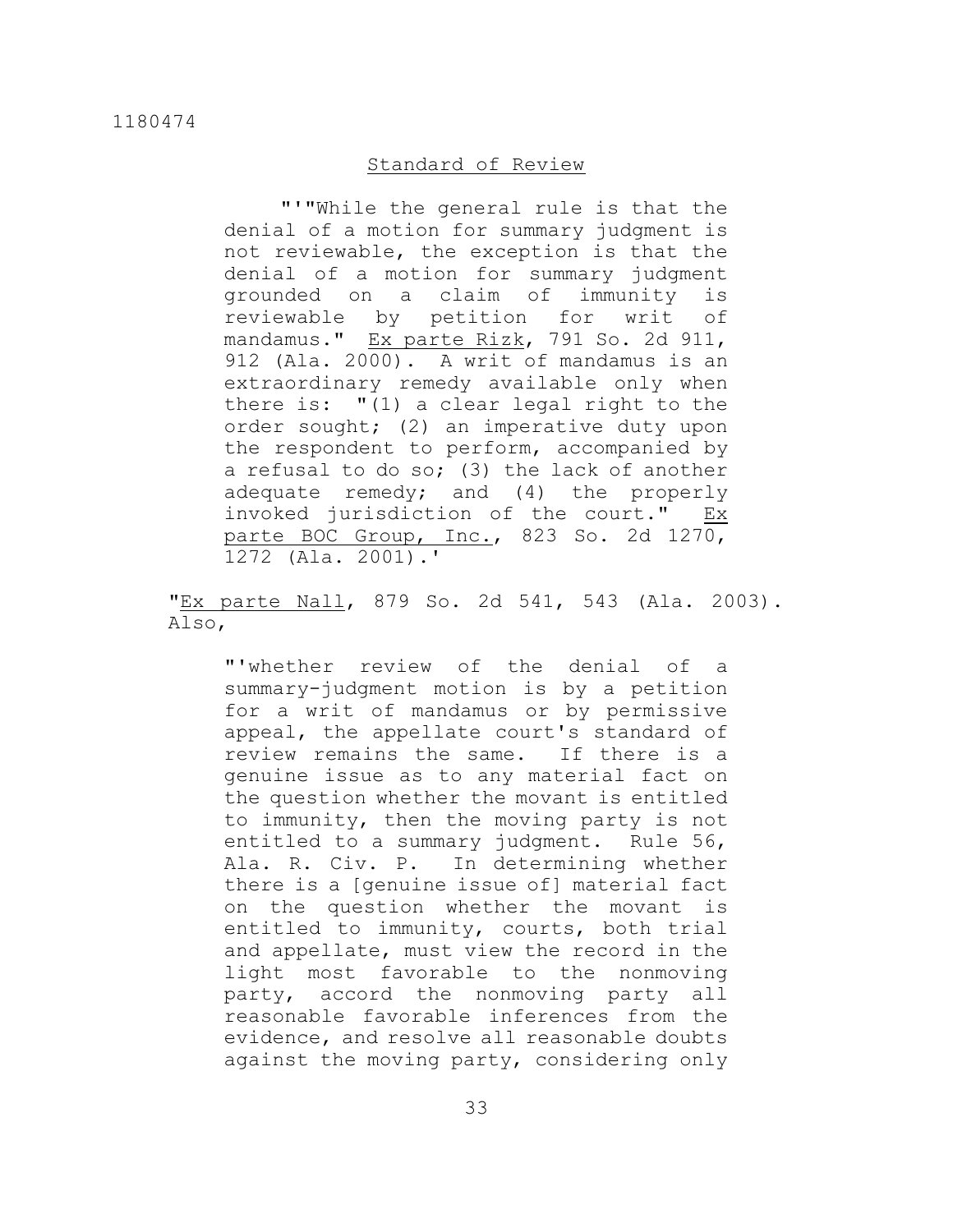## Standard of Review

> "'"While the general rule is that the denial of a motion for summary judgment is not reviewable, the exception is that the denial of a motion for summary judgment grounded on a claim of immunity is reviewable by petition for writ of mandamus." Ex parte Rizk, 791 So. 2d 911, 912 (Ala. 2000). A writ of mandamus is an extraordinary remedy available only when there is: "(1) a clear legal right to the order sought; (2) an imperative duty upon the respondent to perform, accompanied by a refusal to do so; (3) the lack of another adequate remedy; and (4) the properly invoked jurisdiction of the court." Ex parte BOC Group, Inc., 823 So. 2d 1270, 1272 (Ala. 2001).'

"Ex parte Nall, 879 So. 2d 541, 543 (Ala. 2003). Also,

> "'whether review of the denial of a summary-judgment motion is by a petition for a writ of mandamus or by permissive appeal, the appellate court's standard of review remains the same. If there is a genuine issue as to any material fact on the question whether the movant is entitled to immunity, then the moving party is not entitled to a summary judgment. Rule 56, Ala. R. Civ. P. In determining whether there is a [genuine issue of] material fact on the question whether the movant is entitled to immunity, courts, both trial and appellate, must view the record in the light most favorable to the nonmoving party, accord the nonmoving party all reasonable favorable inferences from the evidence, and resolve all reasonable doubts against the moving party, considering only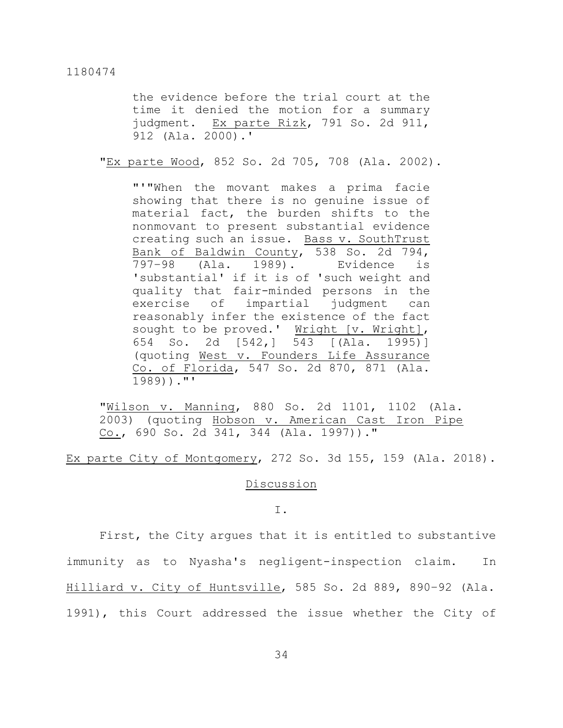> the evidence before the trial court at the time it denied the motion for a summary judgment. Ex parte Rizk, 791 So. 2d 911, 912 (Ala. 2000).'
>
> "Ex parte Wood, 852 So. 2d 705, 708 (Ala. 2002).
>
> > "'"When the movant makes a prima facie showing that there is no genuine issue of material fact, the burden shifts to the nonmovant to present substantial evidence creating such an issue. Bass v. SouthTrust Bank of Baldwin County, 538 So. 2d 794, 797-98 (Ala. 1989). Evidence is 'substantial' if it is of 'such weight and quality that fair-minded persons in the exercise of impartial judgment can reasonably infer the existence of the fact sought to be proved.' Wright [v. Wright], 654 So. 2d [542,] 543 [(Ala. 1995)] (quoting West v. Founders Life Assurance Co. of Florida, 547 So. 2d 870, 871 (Ala. 1989))."'
>
> "Wilson v. Manning, 880 So. 2d 1101, 1102 (Ala. 2003) (quoting Hobson v. American Cast Iron Pipe Co., 690 So. 2d 341, 344 (Ala. 1997))."

Ex parte City of Montgomery, 272 So. 3d 155, 159 (Ala. 2018).

## Discussion

### I.

First, the City argues that it is entitled to substantive immunity as to Nyasha's negligent-inspection claim. In Hilliard v. City of Huntsville, 585 So. 2d 889, 890-92 (Ala. 1991), this Court addressed the issue whether the City of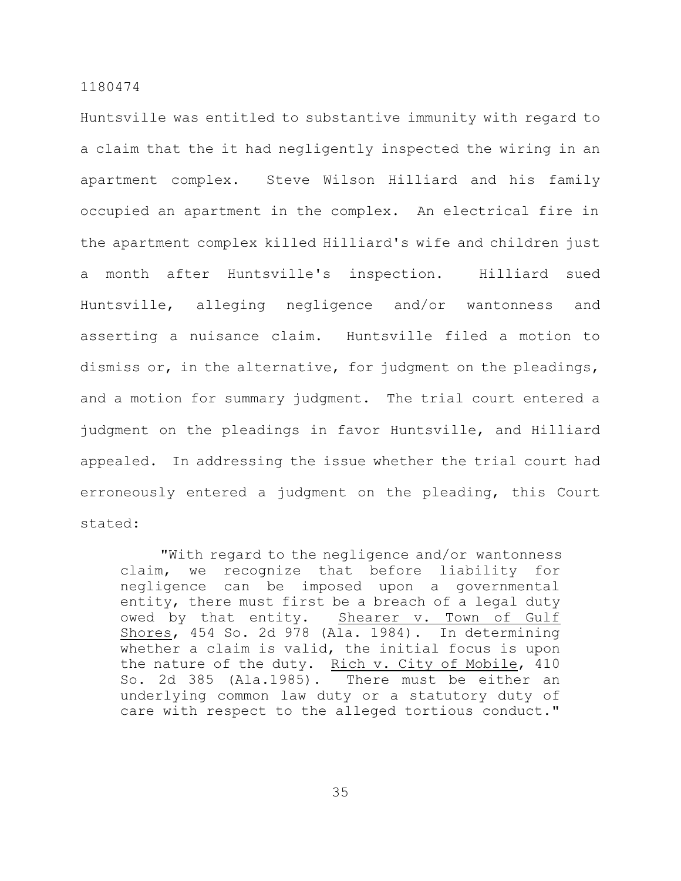Huntsville was entitled to substantive immunity with regard to a claim that the it had negligently inspected the wiring in an apartment complex. Steve Wilson Hilliard and his family occupied an apartment in the complex. An electrical fire in the apartment complex killed Hilliard's wife and children just a month after Huntsville's inspection. Hilliard sued Huntsville, alleging negligence and/or wantonness and asserting a nuisance claim. Huntsville filed a motion to dismiss or, in the alternative, for judgment on the pleadings, and a motion for summary judgment. The trial court entered a judgment on the pleadings in favor Huntsville, and Hilliard appealed. In addressing the issue whether the trial court had erroneously entered a judgment on the pleading, this Court stated:

> "With regard to the negligence and/or wantonness claim, we recognize that before liability for negligence can be imposed upon a governmental entity, there must first be a breach of a legal duty owed by that entity. Shearer v. Town of Gulf Shores, 454 So. 2d 978 (Ala. 1984). In determining whether a claim is valid, the initial focus is upon the nature of the duty. Rich v. City of Mobile, 410 So. 2d 385 (Ala.1985). There must be either an underlying common law duty or a statutory duty of care with respect to the alleged tortious conduct."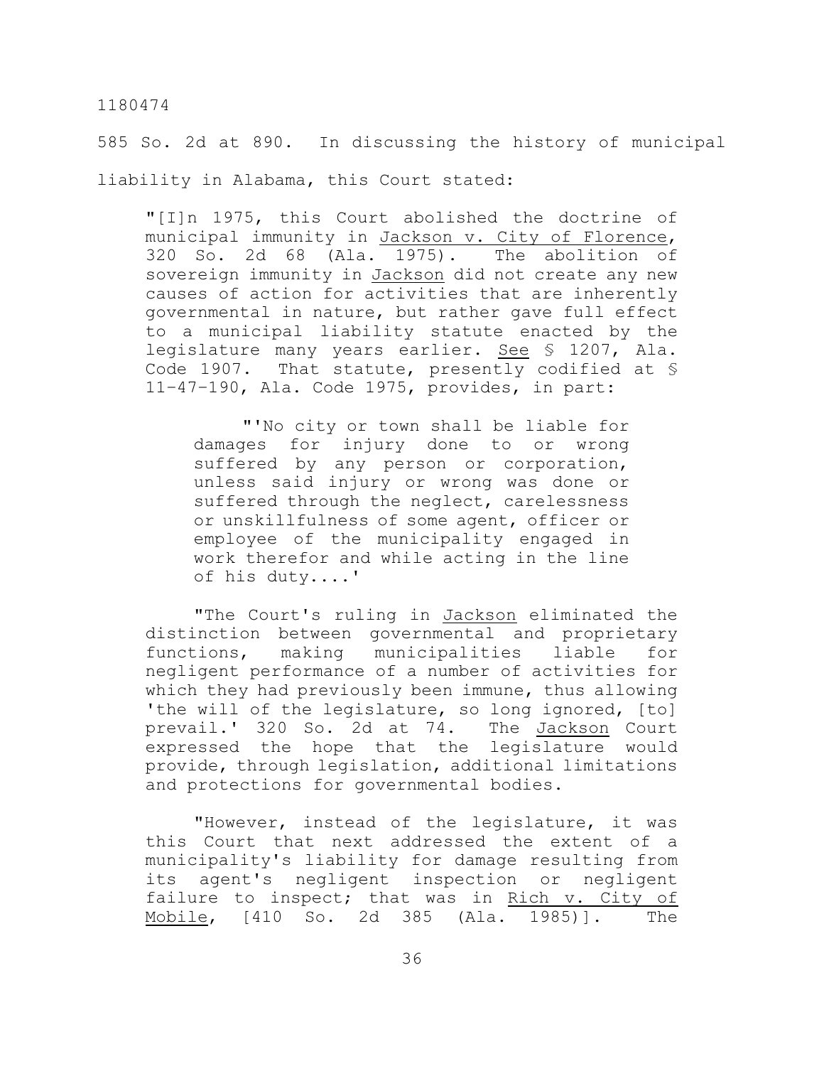585 So. 2d at 890. In discussing the history of municipal liability in Alabama, this Court stated:

> "[I]n 1975, this Court abolished the doctrine of municipal immunity in Jackson v. City of Florence, 320 So. 2d 68 (Ala. 1975). The abolition of sovereign immunity in Jackson did not create any new causes of action for activities that are inherently governmental in nature, but rather gave full effect to a municipal liability statute enacted by the legislature many years earlier. See § 1207, Ala. Code 1907. That statute, presently codified at § 11-47-190, Ala. Code 1975, provides, in part:
>
> > "'No city or town shall be liable for damages for injury done to or wrong suffered by any person or corporation, unless said injury or wrong was done or suffered through the neglect, carelessness or unskillfulness of some agent, officer or employee of the municipality engaged in work therefor and while acting in the line of his duty....'
>
> "The Court's ruling in Jackson eliminated the distinction between governmental and proprietary functions, making municipalities liable for negligent performance of a number of activities for which they had previously been immune, thus allowing 'the will of the legislature, so long ignored, [to] prevail.' 320 So. 2d at 74. The Jackson Court expressed the hope that the legislature would provide, through legislation, additional limitations and protections for governmental bodies.
>
> "However, instead of the legislature, it was this Court that next addressed the extent of a municipality's liability for damage resulting from its agent's negligent inspection or negligent failure to inspect; that was in Rich v. City of Mobile, [410 So. 2d 385 (Ala. 1985)]. The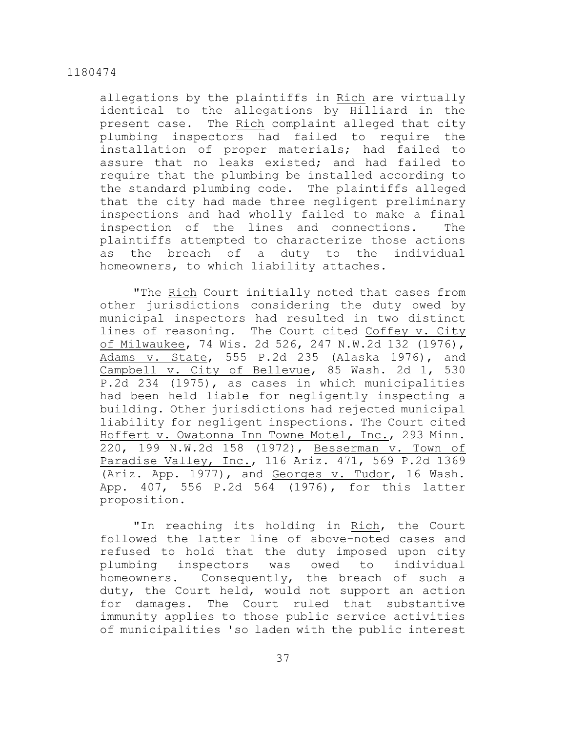allegations by the plaintiffs in Rich are virtually identical to the allegations by Hilliard in the present case. The Rich complaint alleged that city plumbing inspectors had failed to require the installation of proper materials; had failed to assure that no leaks existed; and had failed to require that the plumbing be installed according to the standard plumbing code. The plaintiffs alleged that the city had made three negligent preliminary inspections and had wholly failed to make a final inspection of the lines and connections. The plaintiffs attempted to characterize those actions as the breach of a duty to the individual homeowners, to which liability attaches.

"The Rich Court initially noted that cases from other jurisdictions considering the duty owed by municipal inspectors had resulted in two distinct lines of reasoning. The Court cited Coffey v. City of Milwaukee, 74 Wis. 2d 526, 247 N.W.2d 132 (1976), Adams v. State, 555 P.2d 235 (Alaska 1976), and Campbell v. City of Bellevue, 85 Wash. 2d 1, 530 P.2d 234 (1975), as cases in which municipalities had been held liable for negligently inspecting a building. Other jurisdictions had rejected municipal liability for negligent inspections. The Court cited Hoffert v. Owatonna Inn Towne Motel, Inc., 293 Minn. 220, 199 N.W.2d 158 (1972), Besserman v. Town of Paradise Valley, Inc., 116 Ariz. 471, 569 P.2d 1369 (Ariz. App. 1977), and Georges v. Tudor, 16 Wash. App. 407, 556 P.2d 564 (1976), for this latter proposition.

"In reaching its holding in Rich, the Court followed the latter line of above-noted cases and refused to hold that the duty imposed upon city plumbing inspectors was owed to individual homeowners. Consequently, the breach of such a duty, the Court held, would not support an action for damages. The Court ruled that substantive immunity applies to those public service activities of municipalities 'so laden with the public interest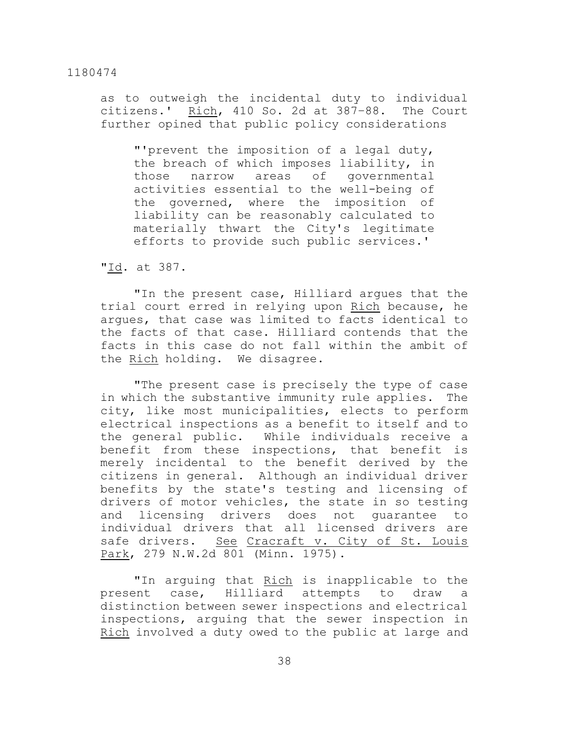as to outweigh the incidental duty to individual citizens.' Rich, 410 So. 2d at 387–88. The Court further opined that public policy considerations

> "'prevent the imposition of a legal duty, the breach of which imposes liability, in those narrow areas of governmental activities essential to the well-being of the governed, where the imposition of liability can be reasonably calculated to materially thwart the City's legitimate efforts to provide such public services.'

"Id. at 387.

"In the present case, Hilliard argues that the trial court erred in relying upon Rich because, he argues, that case was limited to facts identical to the facts of that case. Hilliard contends that the facts in this case do not fall within the ambit of the Rich holding. We disagree.

"The present case is precisely the type of case in which the substantive immunity rule applies. The city, like most municipalities, elects to perform electrical inspections as a benefit to itself and to the general public. While individuals receive a benefit from these inspections, that benefit is merely incidental to the benefit derived by the citizens in general. Although an individual driver benefits by the state's testing and licensing of drivers of motor vehicles, the state in so testing and licensing drivers does not guarantee to individual drivers that all licensed drivers are safe drivers. See Cracraft v. City of St. Louis Park, 279 N.W.2d 801 (Minn. 1975).

"In arguing that Rich is inapplicable to the present case, Hilliard attempts to draw a distinction between sewer inspections and electrical inspections, arguing that the sewer inspection in Rich involved a duty owed to the public at large and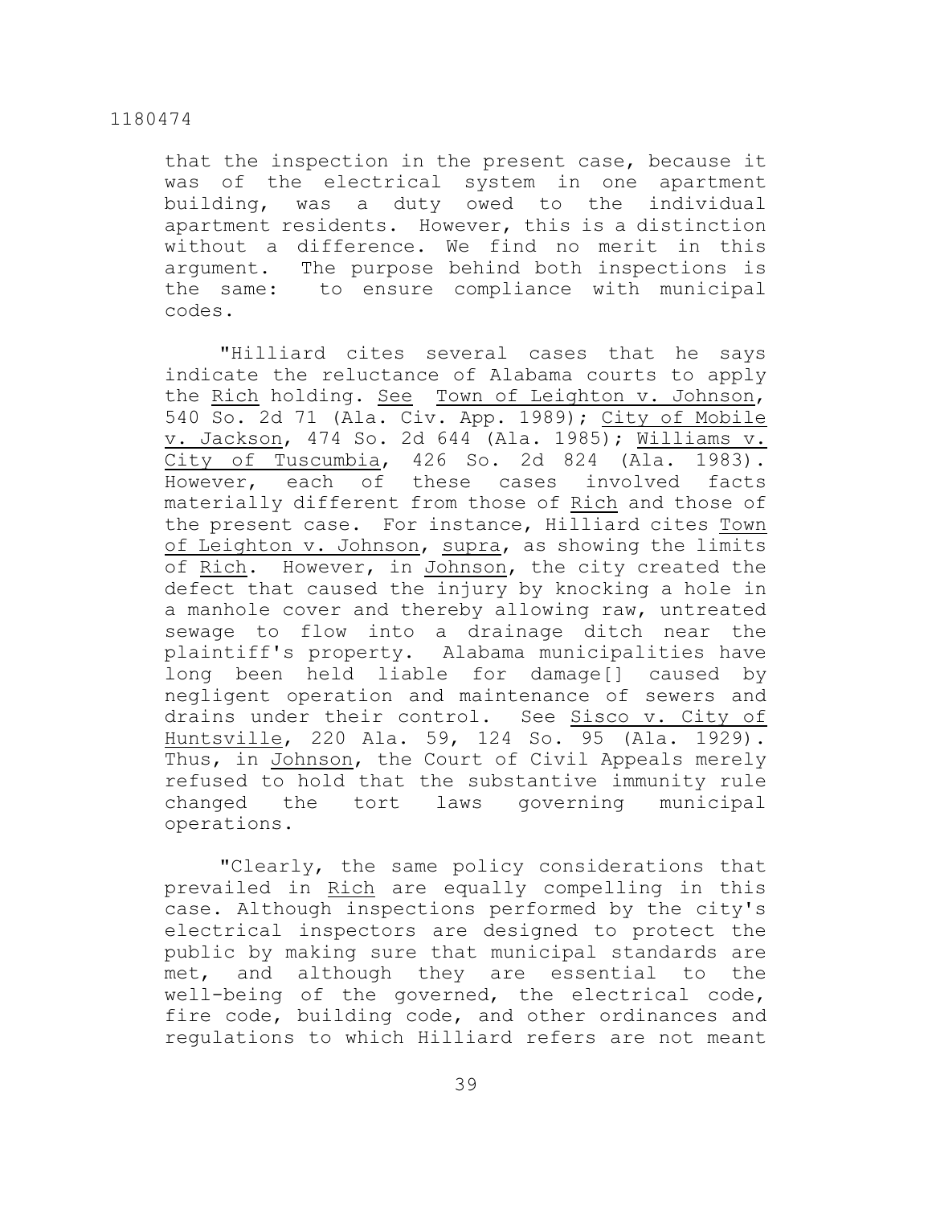that the inspection in the present case, because it was of the electrical system in one apartment building, was a duty owed to the individual apartment residents. However, this is a distinction without a difference. We find no merit in this argument. The purpose behind both inspections is the same: to ensure compliance with municipal codes.

"Hilliard cites several cases that he says indicate the reluctance of Alabama courts to apply the Rich holding. See Town of Leighton v. Johnson, 540 So. 2d 71 (Ala. Civ. App. 1989); City of Mobile v. Jackson, 474 So. 2d 644 (Ala. 1985); Williams v. City of Tuscumbia, 426 So. 2d 824 (Ala. 1983). However, each of these cases involved facts materially different from those of Rich and those of the present case. For instance, Hilliard cites Town of Leighton v. Johnson, supra, as showing the limits of Rich. However, in Johnson, the city created the defect that caused the injury by knocking a hole in a manhole cover and thereby allowing raw, untreated sewage to flow into a drainage ditch near the plaintiff's property. Alabama municipalities have long been held liable for damage[] caused by negligent operation and maintenance of sewers and drains under their control. See Sisco v. City of Huntsville, 220 Ala. 59, 124 So. 95 (Ala. 1929). Thus, in Johnson, the Court of Civil Appeals merely refused to hold that the substantive immunity rule changed the tort laws governing municipal operations.

"Clearly, the same policy considerations that prevailed in Rich are equally compelling in this case. Although inspections performed by the city's electrical inspectors are designed to protect the public by making sure that municipal standards are met, and although they are essential to the well-being of the governed, the electrical code, fire code, building code, and other ordinances and regulations to which Hilliard refers are not meant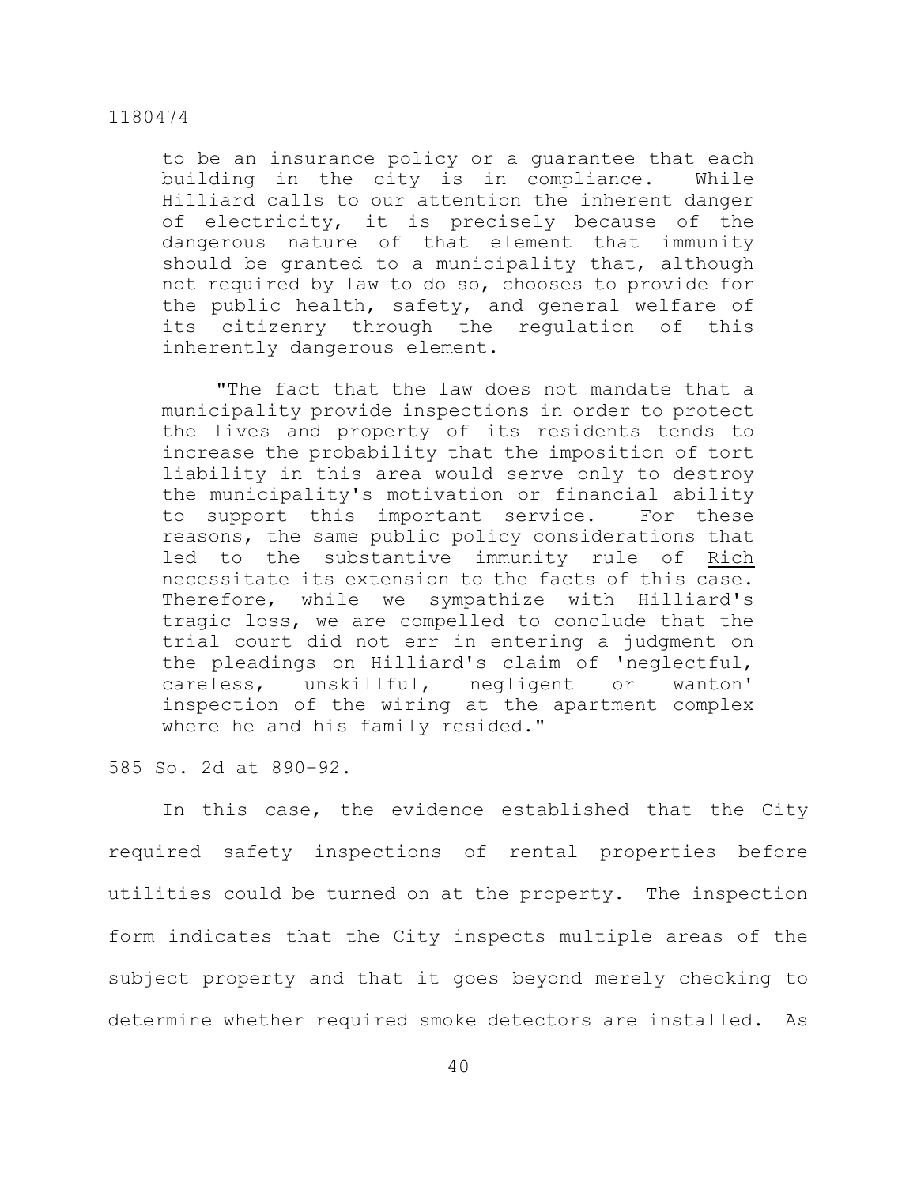> to be an insurance policy or a guarantee that each building in the city is in compliance. While Hilliard calls to our attention the inherent danger of electricity, it is precisely because of the dangerous nature of that element that immunity should be granted to a municipality that, although not required by law to do so, chooses to provide for the public health, safety, and general welfare of its citizenry through the regulation of this inherently dangerous element.
>
> "The fact that the law does not mandate that a municipality provide inspections in order to protect the lives and property of its residents tends to increase the probability that the imposition of tort liability in this area would serve only to destroy the municipality's motivation or financial ability to support this important service. For these reasons, the same public policy considerations that led to the substantive immunity rule of Rich necessitate its extension to the facts of this case. Therefore, while we sympathize with Hilliard's tragic loss, we are compelled to conclude that the trial court did not err in entering a judgment on the pleadings on Hilliard's claim of 'neglectful, careless, unskillful, negligent or wanton' inspection of the wiring at the apartment complex where he and his family resided."

585 So. 2d at 890-92.

In this case, the evidence established that the City required safety inspections of rental properties before utilities could be turned on at the property. The inspection form indicates that the City inspects multiple areas of the subject property and that it goes beyond merely checking to determine whether required smoke detectors are installed. As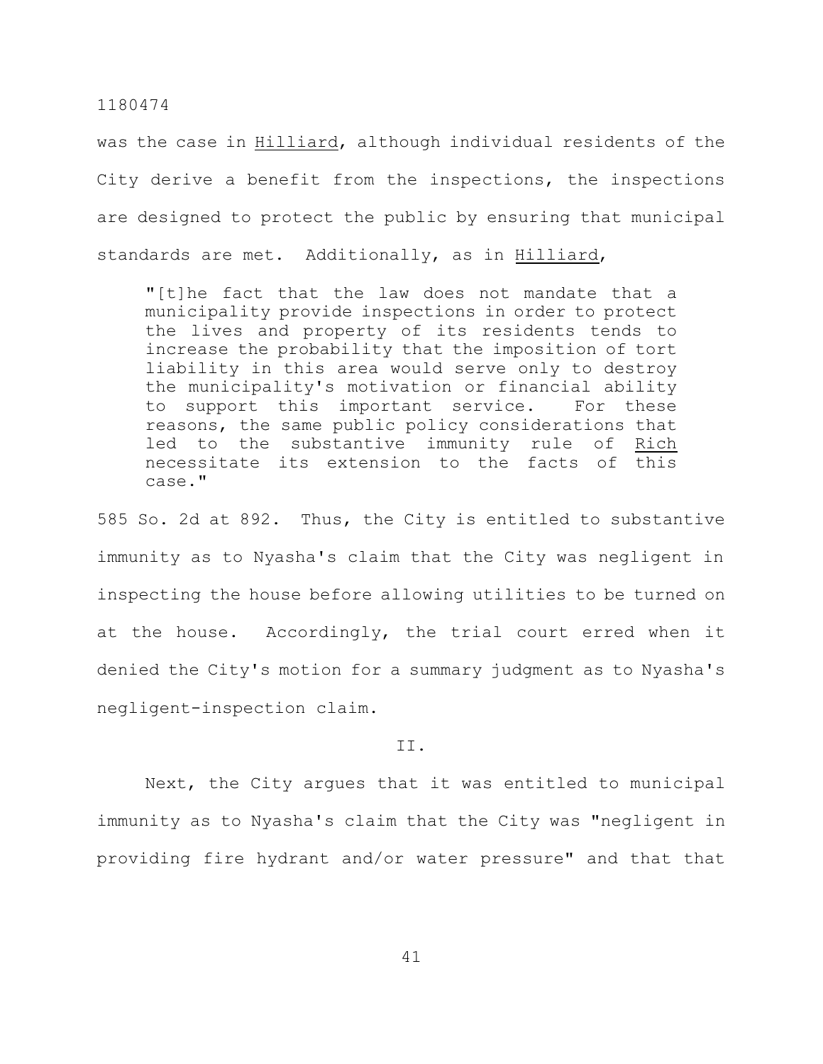was the case in Hilliard, although individual residents of the City derive a benefit from the inspections, the inspections are designed to protect the public by ensuring that municipal standards are met. Additionally, as in Hilliard,

> "[t]he fact that the law does not mandate that a municipality provide inspections in order to protect the lives and property of its residents tends to increase the probability that the imposition of tort liability in this area would serve only to destroy the municipality's motivation or financial ability to support this important service. For these reasons, the same public policy considerations that led to the substantive immunity rule of Rich necessitate its extension to the facts of this case."

585 So. 2d at 892. Thus, the City is entitled to substantive immunity as to Nyasha's claim that the City was negligent in inspecting the house before allowing utilities to be turned on at the house. Accordingly, the trial court erred when it denied the City's motion for a summary judgment as to Nyasha's negligent-inspection claim.

II.

Next, the City argues that it was entitled to municipal immunity as to Nyasha's claim that the City was "negligent in providing fire hydrant and/or water pressure" and that that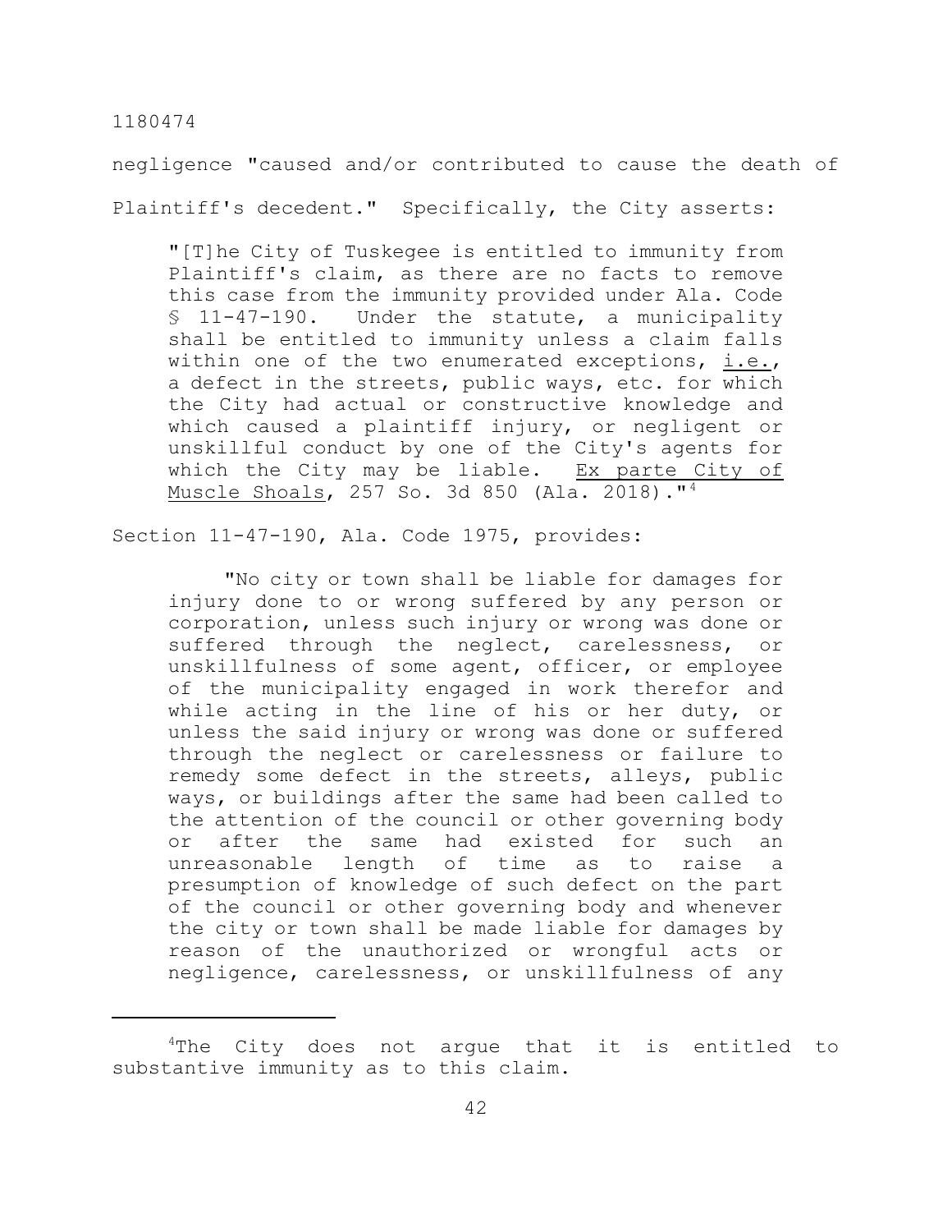negligence "caused and/or contributed to cause the death of Plaintiff's decedent." Specifically, the City asserts:

> "[T]he City of Tuskegee is entitled to immunity from Plaintiff's claim, as there are no facts to remove this case from the immunity provided under Ala. Code § 11-47-190. Under the statute, a municipality shall be entitled to immunity unless a claim falls within one of the two enumerated exceptions, i.e., a defect in the streets, public ways, etc. for which the City had actual or constructive knowledge and which caused a plaintiff injury, or negligent or unskillful conduct by one of the City's agents for which the City may be liable. Ex parte City of Muscle Shoals, 257 So. 3d 850 (Ala. 2018)."[4]

Section 11-47-190, Ala. Code 1975, provides:

> "No city or town shall be liable for damages for injury done to or wrong suffered by any person or corporation, unless such injury or wrong was done or suffered through the neglect, carelessness, or unskillfulness of some agent, officer, or employee of the municipality engaged in work therefor and while acting in the line of his or her duty, or unless the said injury or wrong was done or suffered through the neglect or carelessness or failure to remedy some defect in the streets, alleys, public ways, or buildings after the same had been called to the attention of the council or other governing body or after the same had existed for such an unreasonable length of time as to raise a presumption of knowledge of such defect on the part of the council or other governing body and whenever the city or town shall be made liable for damages by reason of the unauthorized or wrongful acts or negligence, carelessness, or unskillfulness of any

---

[4]The City does not argue that it is entitled to substantive immunity as to this claim.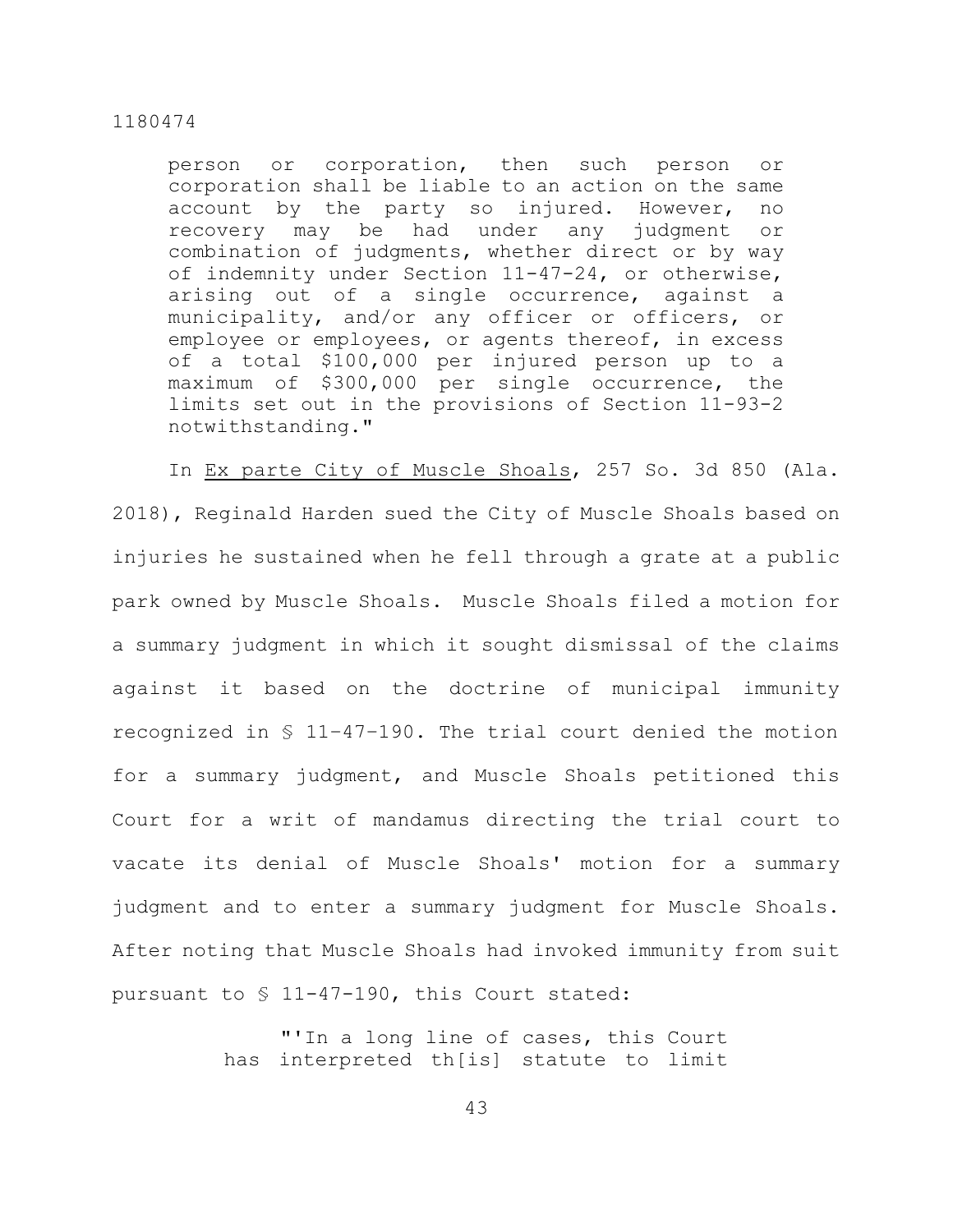> person or corporation, then such person or corporation shall be liable to an action on the same account by the party so injured. However, no recovery may be had under any judgment or combination of judgments, whether direct or by way of indemnity under Section 11-47-24, or otherwise, arising out of a single occurrence, against a municipality, and/or any officer or officers, or employee or employees, or agents thereof, in excess of a total $100,000 per injured person up to a maximum of $300,000 per single occurrence, the limits set out in the provisions of Section 11-93-2 notwithstanding."

In Ex parte City of Muscle Shoals, 257 So. 3d 850 (Ala. 2018), Reginald Harden sued the City of Muscle Shoals based on injuries he sustained when he fell through a grate at a public park owned by Muscle Shoals. Muscle Shoals filed a motion for a summary judgment in which it sought dismissal of the claims against it based on the doctrine of municipal immunity recognized in § 11–47–190. The trial court denied the motion for a summary judgment, and Muscle Shoals petitioned this Court for a writ of mandamus directing the trial court to vacate its denial of Muscle Shoals' motion for a summary judgment and to enter a summary judgment for Muscle Shoals. After noting that Muscle Shoals had invoked immunity from suit pursuant to § 11-47-190, this Court stated:

> "'In a long line of cases, this Court has interpreted th[is] statute to limit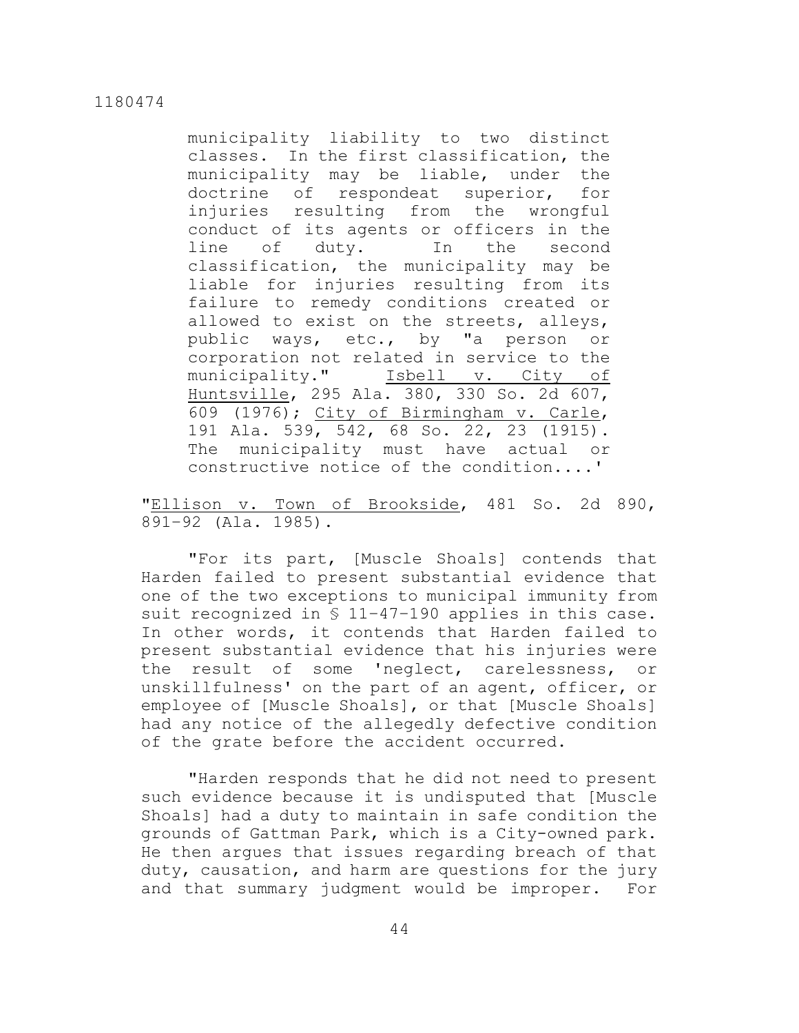> municipality liability to two distinct classes. In the first classification, the municipality may be liable, under the doctrine of respondeat superior, for injuries resulting from the wrongful conduct of its agents or officers in the line of duty. In the second classification, the municipality may be liable for injuries resulting from its failure to remedy conditions created or allowed to exist on the streets, alleys, public ways, etc., by "a person or corporation not related in service to the municipality." Isbell v. City of Huntsville, 295 Ala. 380, 330 So. 2d 607, 609 (1976); City of Birmingham v. Carle, 191 Ala. 539, 542, 68 So. 22, 23 (1915). The municipality must have actual or constructive notice of the condition....'

"Ellison v. Town of Brookside, 481 So. 2d 890, 891–92 (Ala. 1985).

"For its part, [Muscle Shoals] contends that Harden failed to present substantial evidence that one of the two exceptions to municipal immunity from suit recognized in § 11-47-190 applies in this case. In other words, it contends that Harden failed to present substantial evidence that his injuries were the result of some 'neglect, carelessness, or unskillfulness' on the part of an agent, officer, or employee of [Muscle Shoals], or that [Muscle Shoals] had any notice of the allegedly defective condition of the grate before the accident occurred.

"Harden responds that he did not need to present such evidence because it is undisputed that [Muscle Shoals] had a duty to maintain in safe condition the grounds of Gattman Park, which is a City-owned park. He then argues that issues regarding breach of that duty, causation, and harm are questions for the jury and that summary judgment would be improper. For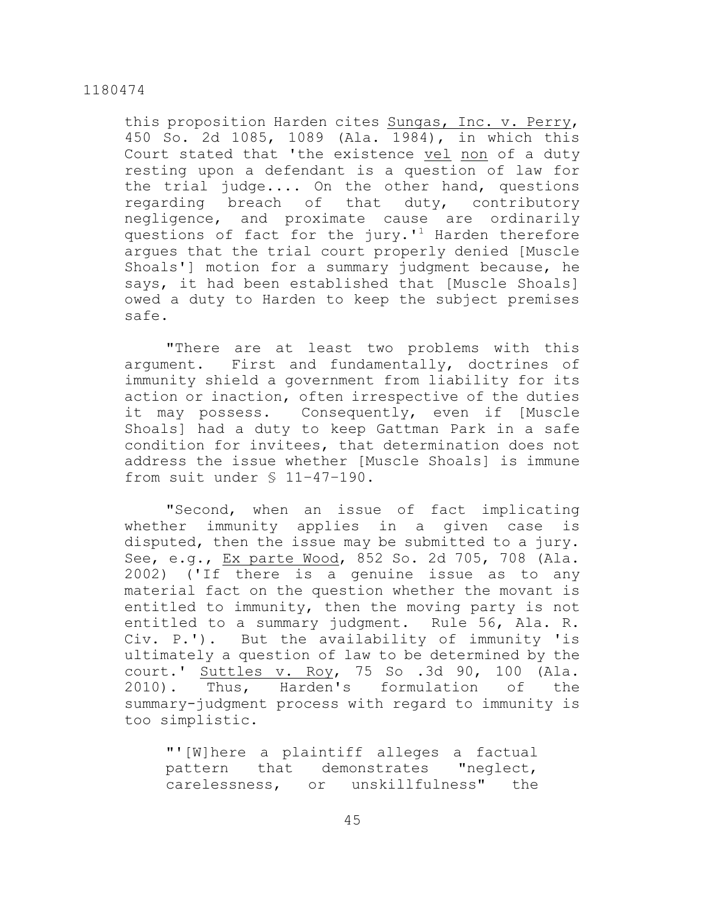this proposition Harden cites Sungas, Inc. v. Perry, 450 So. 2d 1085, 1089 (Ala. 1984), in which this Court stated that 'the existence *vel non* of a duty resting upon a defendant is a question of law for the trial judge.... On the other hand, questions regarding breach of that duty, contributory negligence, and proximate cause are ordinarily questions of fact for the jury.'[1] Harden therefore argues that the trial court properly denied [Muscle Shoals'] motion for a summary judgment because, he says, it had been established that [Muscle Shoals] owed a duty to Harden to keep the subject premises safe.

"There are at least two problems with this argument. First and fundamentally, doctrines of immunity shield a government from liability for its action or inaction, often irrespective of the duties it may possess. Consequently, even if [Muscle Shoals] had a duty to keep Gattman Park in a safe condition for invitees, that determination does not address the issue whether [Muscle Shoals] is immune from suit under § 11-47-190.

"Second, when an issue of fact implicating whether immunity applies in a given case is disputed, then the issue may be submitted to a jury. See, e.g., Ex parte Wood, 852 So. 2d 705, 708 (Ala. 2002) ('If there is a genuine issue as to any material fact on the question whether the movant is entitled to immunity, then the moving party is not entitled to a summary judgment. Rule 56, Ala. R. Civ. P.'). But the availability of immunity 'is ultimately a question of law to be determined by the court.' Suttles v. Roy, 75 So .3d 90, 100 (Ala. 2010). Thus, Harden's formulation of the summary-judgment process with regard to immunity is too simplistic.

> "'[W]here a plaintiff alleges a factual pattern that demonstrates "neglect, carelessness, or unskillfulness" the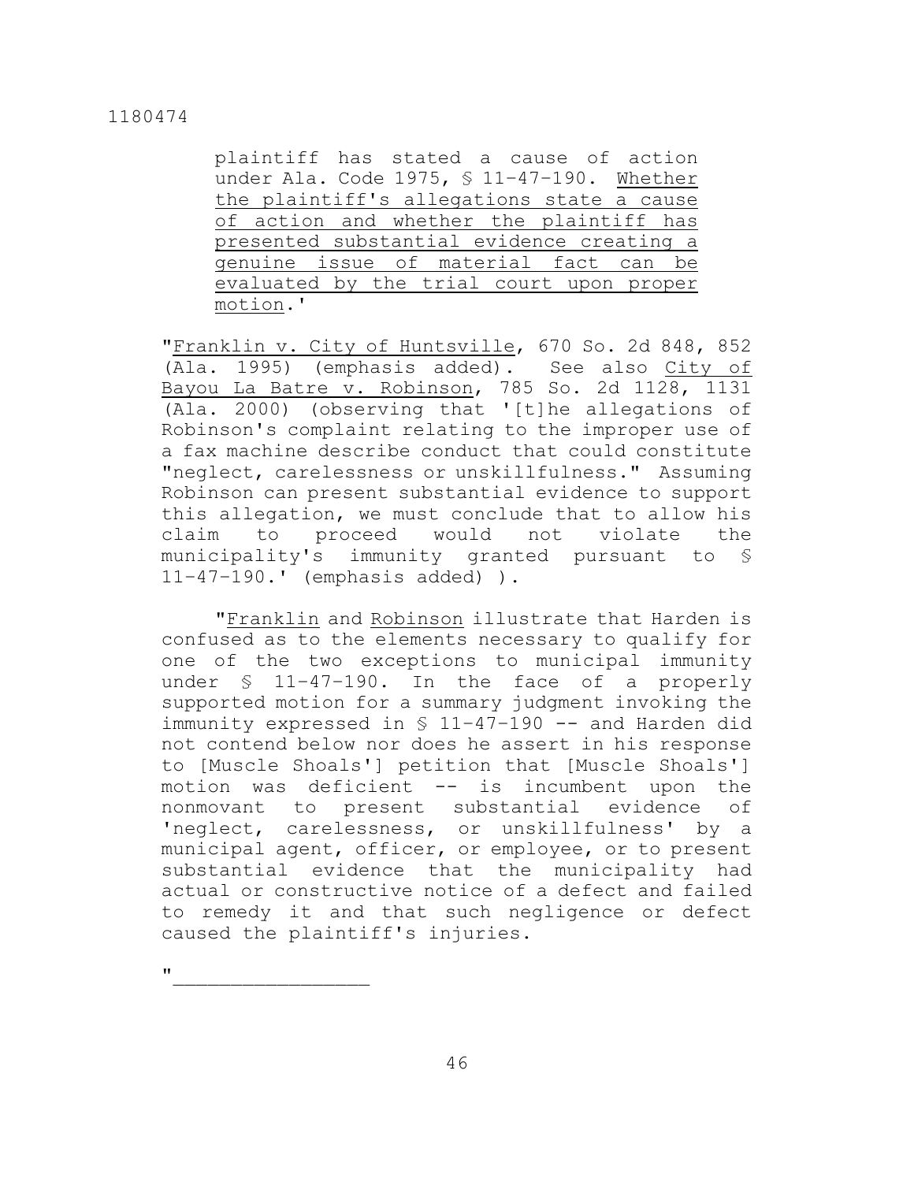plaintiff has stated a cause of action under Ala. Code 1975, § 11-47-190. Whether the plaintiff's allegations state a cause of action and whether the plaintiff has presented substantial evidence creating a genuine issue of material fact can be evaluated by the trial court upon proper motion.'

"Franklin v. City of Huntsville, 670 So. 2d 848, 852 (Ala. 1995) (emphasis added). See also City of Bayou La Batre v. Robinson, 785 So. 2d 1128, 1131 (Ala. 2000) (observing that '[t]he allegations of Robinson's complaint relating to the improper use of a fax machine describe conduct that could constitute "neglect, carelessness or unskillfulness." Assuming Robinson can present substantial evidence to support this allegation, we must conclude that to allow his claim to proceed would not violate the municipality's immunity granted pursuant to § 11-47-190.' (emphasis added) ).

"Franklin and Robinson illustrate that Harden is confused as to the elements necessary to qualify for one of the two exceptions to municipal immunity under § 11-47-190. In the face of a properly supported motion for a summary judgment invoking the immunity expressed in § 11-47-190 -- and Harden did not contend below nor does he assert in his response to [Muscle Shoals'] petition that [Muscle Shoals'] motion was deficient -- is incumbent upon the nonmovant to present substantial evidence of 'neglect, carelessness, or unskillfulness' by a municipal agent, officer, or employee, or to present substantial evidence that the municipality had actual or constructive notice of a defect and failed to remedy it and that such negligence or defect caused the plaintiff's injuries.

"_________________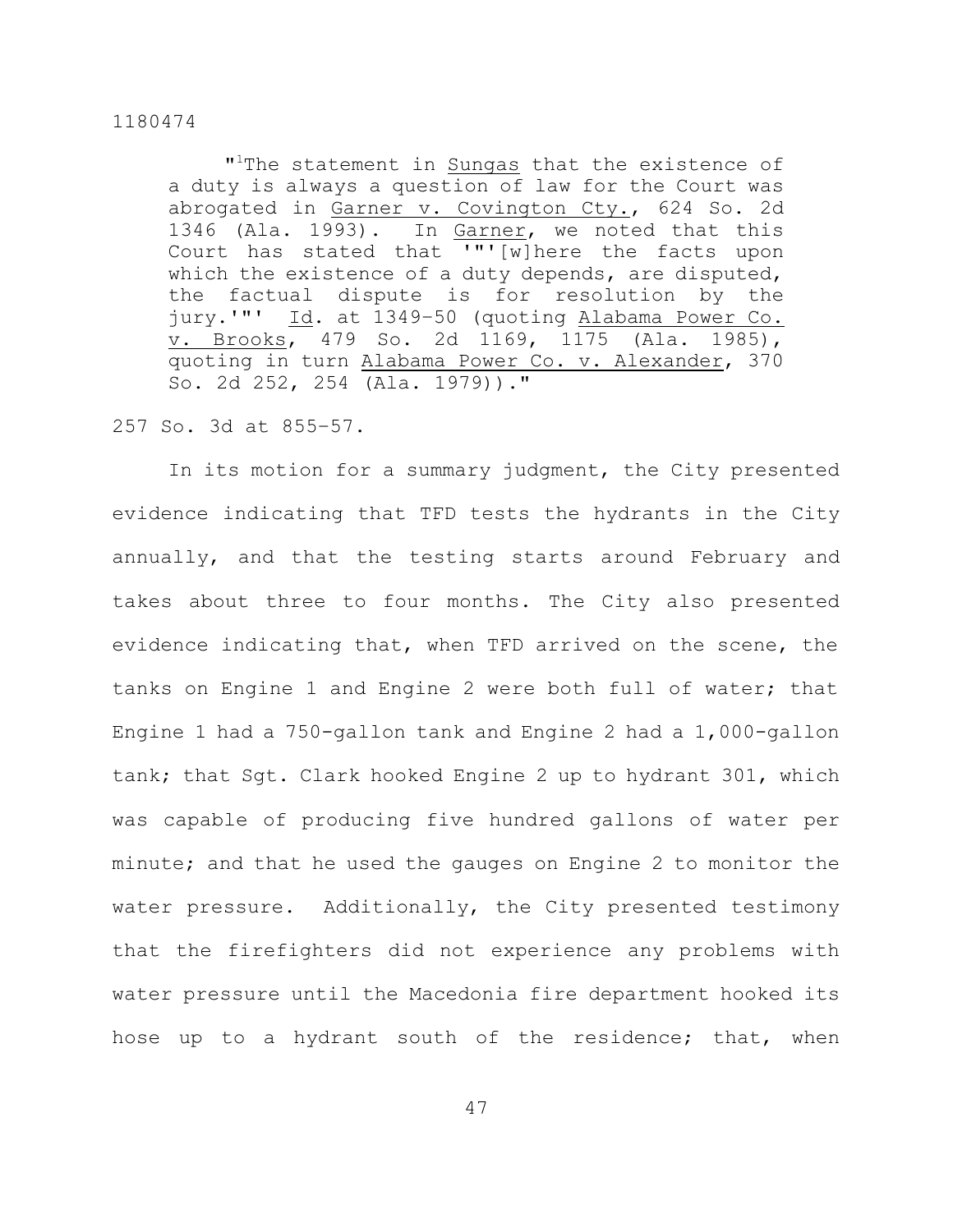"[1]The statement in Sungas that the existence of a duty is always a question of law for the Court was abrogated in Garner v. Covington Cty., 624 So. 2d 1346 (Ala. 1993). In Garner, we noted that this Court has stated that '"'[w]here the facts upon which the existence of a duty depends, are disputed, the factual dispute is for resolution by the jury.'"' Id. at 1349–50 (quoting Alabama Power Co. v. Brooks, 479 So. 2d 1169, 1175 (Ala. 1985), quoting in turn Alabama Power Co. v. Alexander, 370 So. 2d 252, 254 (Ala. 1979))."

257 So. 3d at 855–57.

In its motion for a summary judgment, the City presented evidence indicating that TFD tests the hydrants in the City annually, and that the testing starts around February and takes about three to four months. The City also presented evidence indicating that, when TFD arrived on the scene, the tanks on Engine 1 and Engine 2 were both full of water; that Engine 1 had a 750-gallon tank and Engine 2 had a 1,000-gallon tank; that Sgt. Clark hooked Engine 2 up to hydrant 301, which was capable of producing five hundred gallons of water per minute; and that he used the gauges on Engine 2 to monitor the water pressure. Additionally, the City presented testimony that the firefighters did not experience any problems with water pressure until the Macedonia fire department hooked its hose up to a hydrant south of the residence; that, when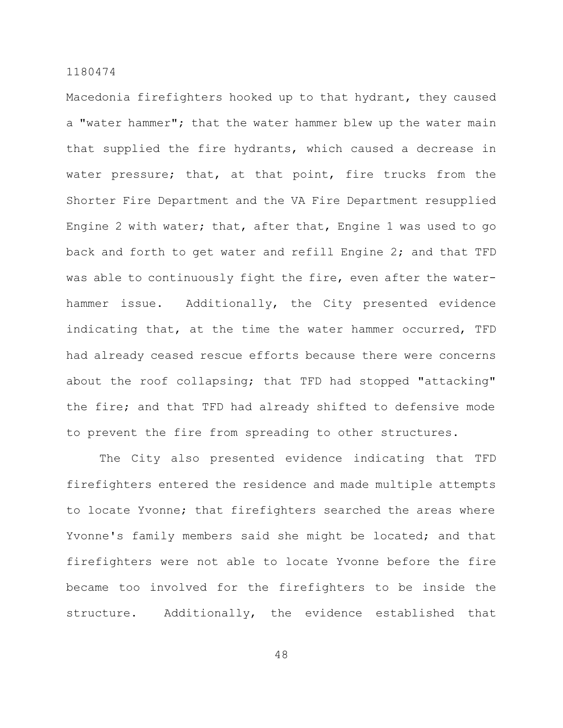Macedonia firefighters hooked up to that hydrant, they caused a "water hammer"; that the water hammer blew up the water main that supplied the fire hydrants, which caused a decrease in water pressure; that, at that point, fire trucks from the Shorter Fire Department and the VA Fire Department resupplied Engine 2 with water; that, after that, Engine 1 was used to go back and forth to get water and refill Engine 2; and that TFD was able to continuously fight the fire, even after the water-hammer issue. Additionally, the City presented evidence indicating that, at the time the water hammer occurred, TFD had already ceased rescue efforts because there were concerns about the roof collapsing; that TFD had stopped "attacking" the fire; and that TFD had already shifted to defensive mode to prevent the fire from spreading to other structures.

The City also presented evidence indicating that TFD firefighters entered the residence and made multiple attempts to locate Yvonne; that firefighters searched the areas where Yvonne's family members said she might be located; and that firefighters were not able to locate Yvonne before the fire became too involved for the firefighters to be inside the structure. Additionally, the evidence established that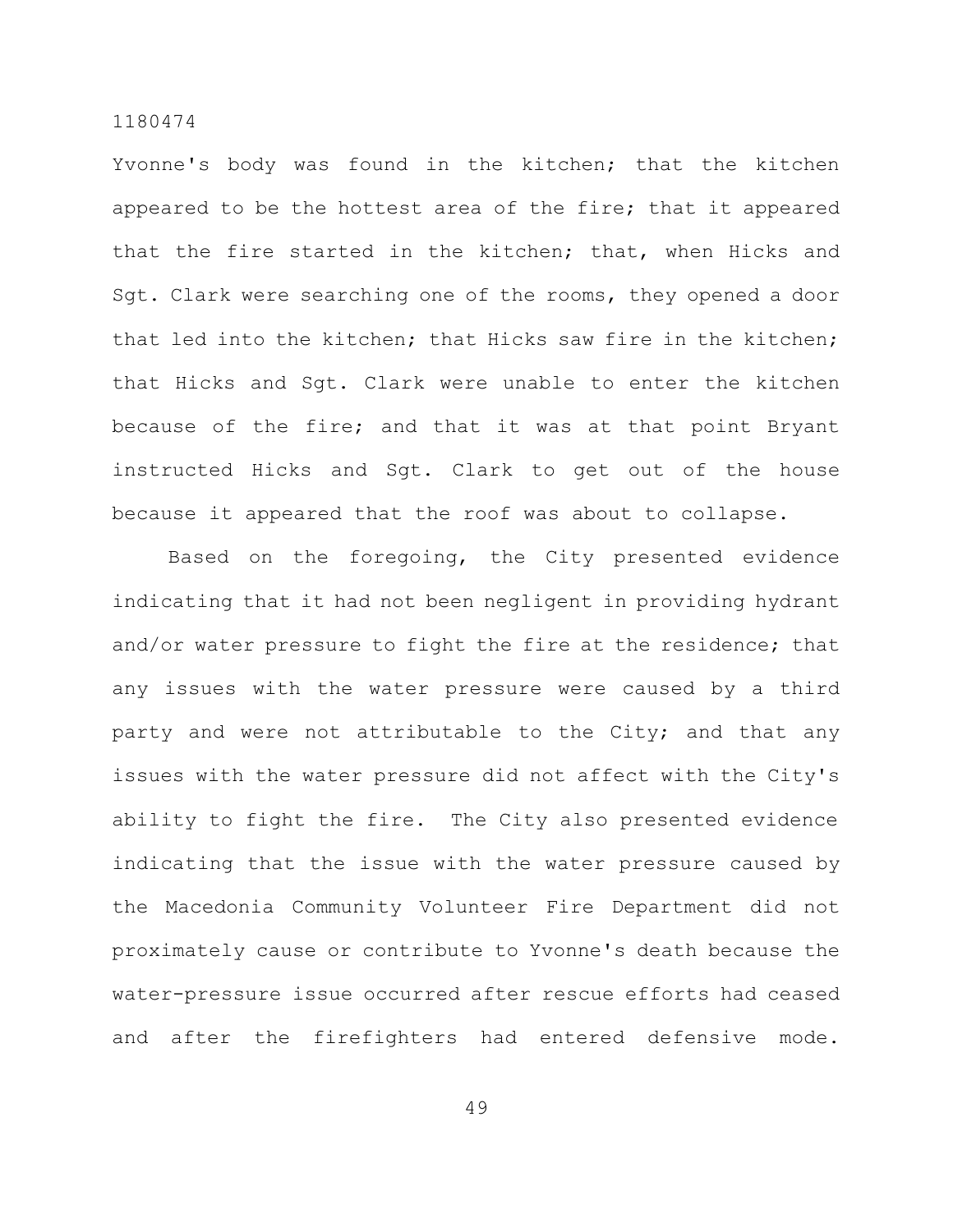Yvonne's body was found in the kitchen; that the kitchen appeared to be the hottest area of the fire; that it appeared that the fire started in the kitchen; that, when Hicks and Sgt. Clark were searching one of the rooms, they opened a door that led into the kitchen; that Hicks saw fire in the kitchen; that Hicks and Sgt. Clark were unable to enter the kitchen because of the fire; and that it was at that point Bryant instructed Hicks and Sgt. Clark to get out of the house because it appeared that the roof was about to collapse.

Based on the foregoing, the City presented evidence indicating that it had not been negligent in providing hydrant and/or water pressure to fight the fire at the residence; that any issues with the water pressure were caused by a third party and were not attributable to the City; and that any issues with the water pressure did not affect with the City's ability to fight the fire. The City also presented evidence indicating that the issue with the water pressure caused by the Macedonia Community Volunteer Fire Department did not proximately cause or contribute to Yvonne's death because the water-pressure issue occurred after rescue efforts had ceased and after the firefighters had entered defensive mode.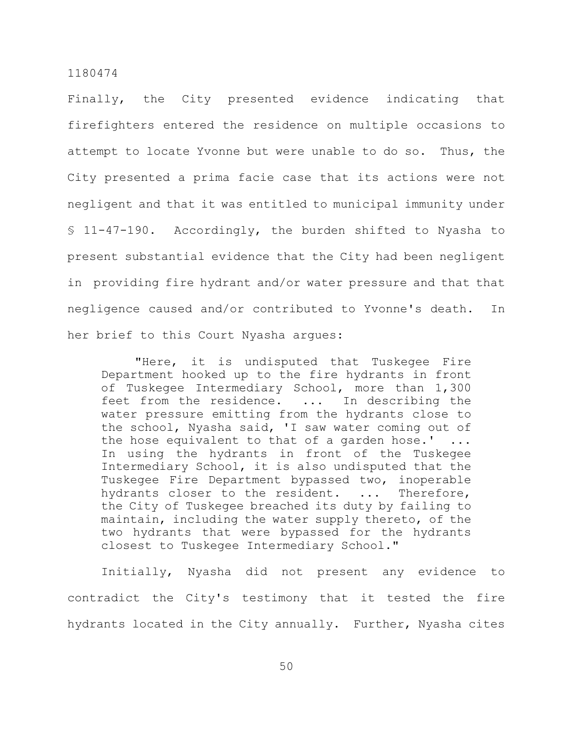Finally, the City presented evidence indicating that firefighters entered the residence on multiple occasions to attempt to locate Yvonne but were unable to do so. Thus, the City presented a prima facie case that its actions were not negligent and that it was entitled to municipal immunity under § 11-47-190. Accordingly, the burden shifted to Nyasha to present substantial evidence that the City had been negligent in providing fire hydrant and/or water pressure and that that negligence caused and/or contributed to Yvonne's death. In her brief to this Court Nyasha argues:

> "Here, it is undisputed that Tuskegee Fire Department hooked up to the fire hydrants in front of Tuskegee Intermediary School, more than 1,300 feet from the residence. ... In describing the water pressure emitting from the hydrants close to the school, Nyasha said, 'I saw water coming out of the hose equivalent to that of a garden hose.' ... In using the hydrants in front of the Tuskegee Intermediary School, it is also undisputed that the Tuskegee Fire Department bypassed two, inoperable hydrants closer to the resident. ... Therefore, the City of Tuskegee breached its duty by failing to maintain, including the water supply thereto, of the two hydrants that were bypassed for the hydrants closest to Tuskegee Intermediary School."

Initially, Nyasha did not present any evidence to contradict the City's testimony that it tested the fire hydrants located in the City annually. Further, Nyasha cites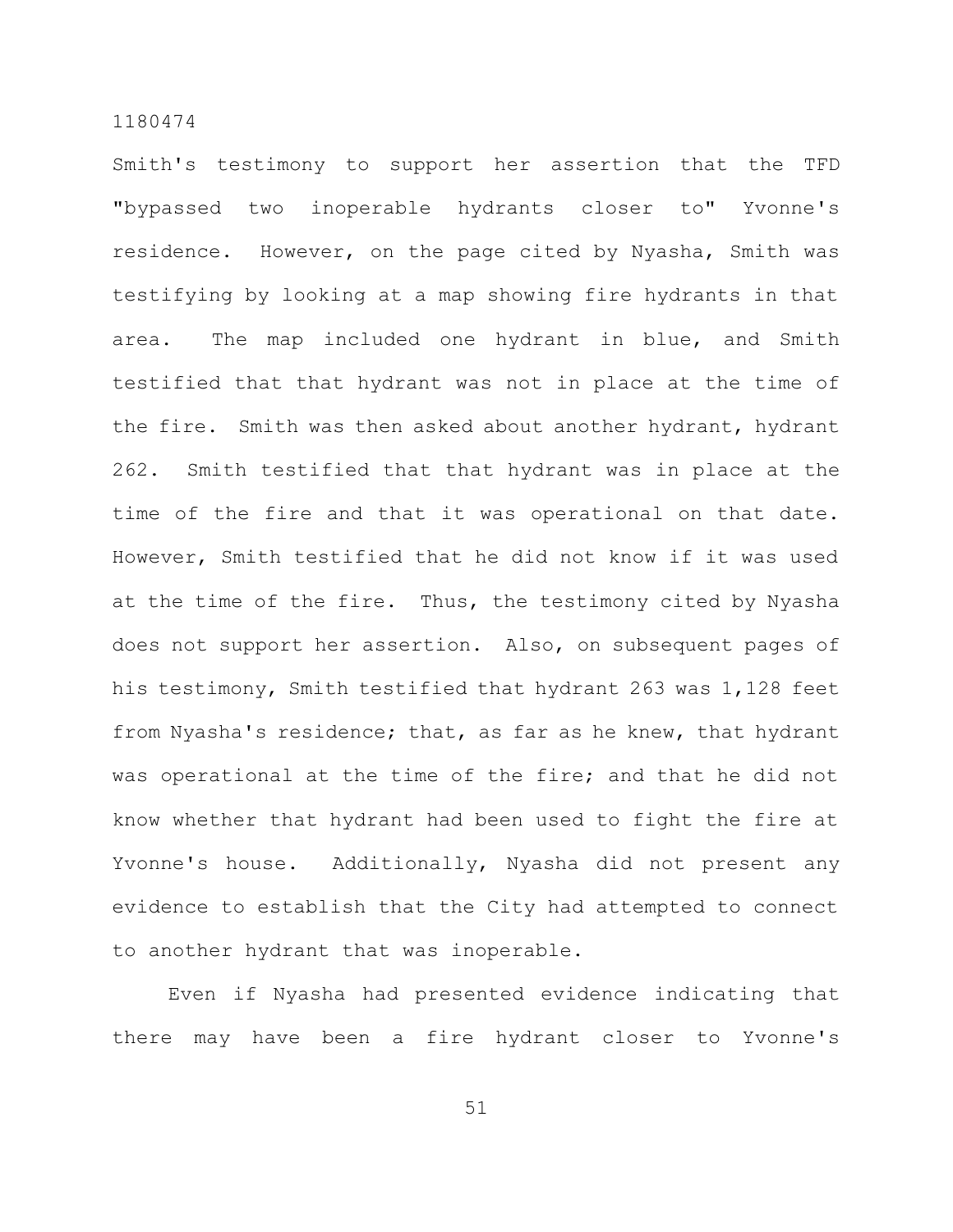Smith's testimony to support her assertion that the TFD "bypassed two inoperable hydrants closer to" Yvonne's residence. However, on the page cited by Nyasha, Smith was testifying by looking at a map showing fire hydrants in that area. The map included one hydrant in blue, and Smith testified that that hydrant was not in place at the time of the fire. Smith was then asked about another hydrant, hydrant 262. Smith testified that that hydrant was in place at the time of the fire and that it was operational on that date. However, Smith testified that he did not know if it was used at the time of the fire. Thus, the testimony cited by Nyasha does not support her assertion. Also, on subsequent pages of his testimony, Smith testified that hydrant 263 was 1,128 feet from Nyasha's residence; that, as far as he knew, that hydrant was operational at the time of the fire; and that he did not know whether that hydrant had been used to fight the fire at Yvonne's house. Additionally, Nyasha did not present any evidence to establish that the City had attempted to connect to another hydrant that was inoperable.

Even if Nyasha had presented evidence indicating that there may have been a fire hydrant closer to Yvonne's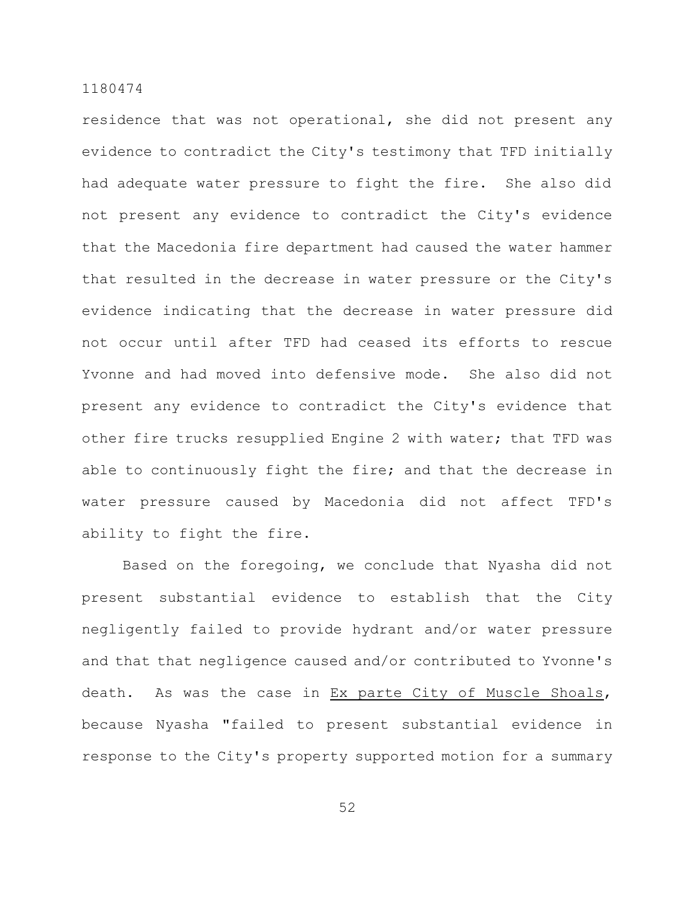residence that was not operational, she did not present any evidence to contradict the City's testimony that TFD initially had adequate water pressure to fight the fire. She also did not present any evidence to contradict the City's evidence that the Macedonia fire department had caused the water hammer that resulted in the decrease in water pressure or the City's evidence indicating that the decrease in water pressure did not occur until after TFD had ceased its efforts to rescue Yvonne and had moved into defensive mode. She also did not present any evidence to contradict the City's evidence that other fire trucks resupplied Engine 2 with water; that TFD was able to continuously fight the fire; and that the decrease in water pressure caused by Macedonia did not affect TFD's ability to fight the fire.

Based on the foregoing, we conclude that Nyasha did not present substantial evidence to establish that the City negligently failed to provide hydrant and/or water pressure and that that negligence caused and/or contributed to Yvonne's death. As was the case in Ex parte City of Muscle Shoals, because Nyasha "failed to present substantial evidence in response to the City's property supported motion for a summary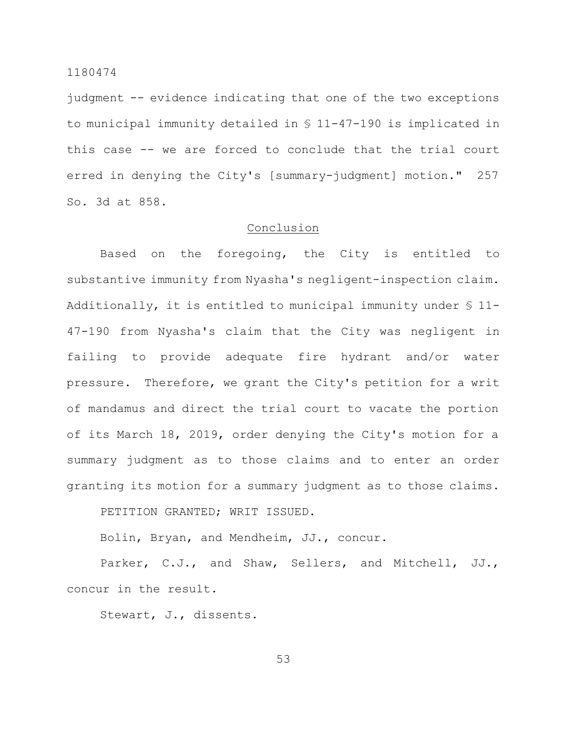judgment -- evidence indicating that one of the two exceptions to municipal immunity detailed in § 11-47-190 is implicated in this case -- we are forced to conclude that the trial court erred in denying the City's [summary-judgment] motion." 257 So. 3d at 858.

## Conclusion

Based on the foregoing, the City is entitled to substantive immunity from Nyasha's negligent-inspection claim. Additionally, it is entitled to municipal immunity under § 11-47-190 from Nyasha's claim that the City was negligent in failing to provide adequate fire hydrant and/or water pressure. Therefore, we grant the City's petition for a writ of mandamus and direct the trial court to vacate the portion of its March 18, 2019, order denying the City's motion for a summary judgment as to those claims and to enter an order granting its motion for a summary judgment as to those claims.

PETITION GRANTED; WRIT ISSUED.

Bolin, Bryan, and Mendheim, JJ., concur.

Parker, C.J., and Shaw, Sellers, and Mitchell, JJ., concur in the result.

Stewart, J., dissents.